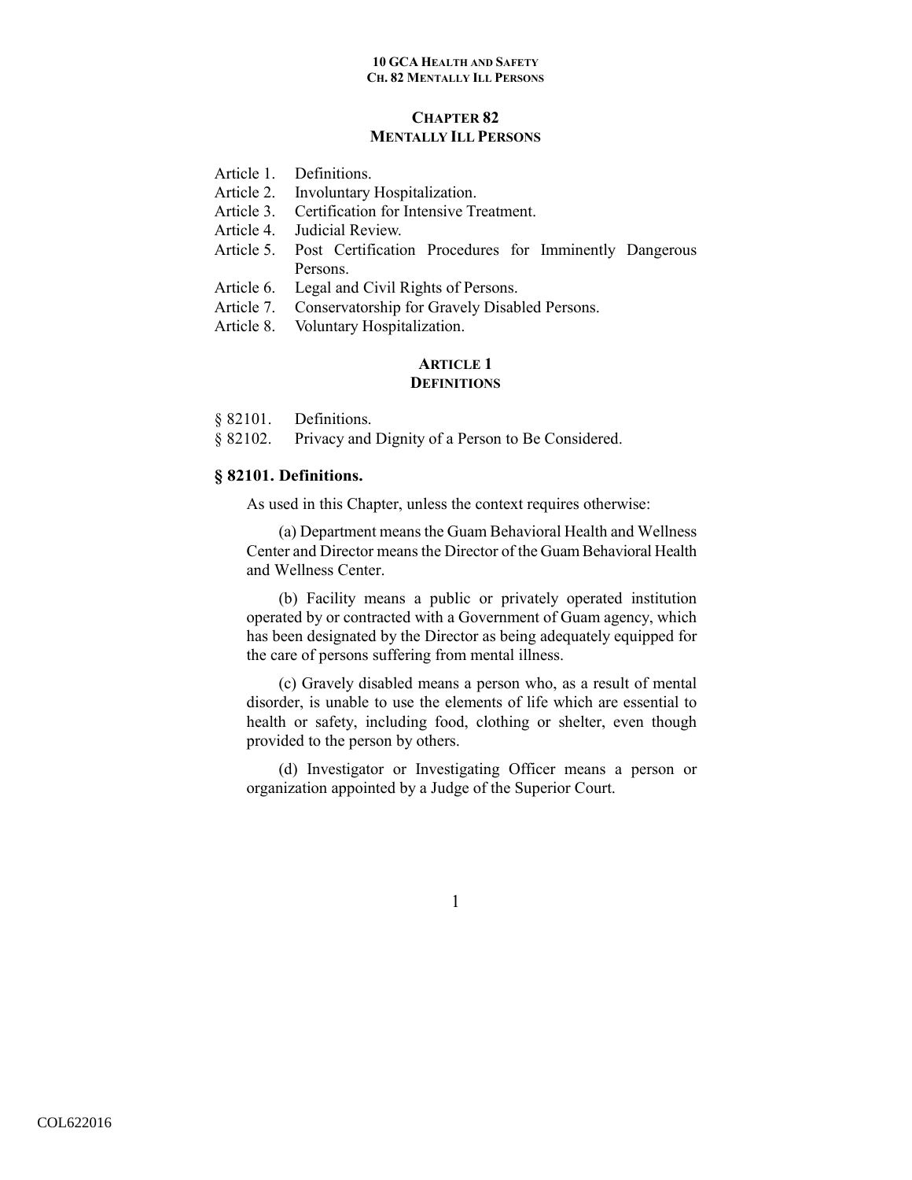# CHAPTER 82
# MENTALLY ILL PERSONS

Article 1. Definitions.
Article 2. Involuntary Hospitalization.
Article 3. Certification for Intensive Treatment.
Article 4. Judicial Review.
Article 5. Post Certification Procedures for Imminently Dangerous Persons.
Article 6. Legal and Civil Rights of Persons.
Article 7. Conservatorship for Gravely Disabled Persons.
Article 8. Voluntary Hospitalization.

## ARTICLE 1
## DEFINITIONS

§ 82101. Definitions.
§ 82102. Privacy and Dignity of a Person to Be Considered.

### § 82101. Definitions.

As used in this Chapter, unless the context requires otherwise:

(a) Department means the Guam Behavioral Health and Wellness Center and Director means the Director of the Guam Behavioral Health and Wellness Center.

(b) Facility means a public or privately operated institution operated by or contracted with a Government of Guam agency, which has been designated by the Director as being adequately equipped for the care of persons suffering from mental illness.

(c) Gravely disabled means a person who, as a result of mental disorder, is unable to use the elements of life which are essential to health or safety, including food, clothing or shelter, even though provided to the person by others.

(d) Investigator or Investigating Officer means a person or organization appointed by a Judge of the Superior Court.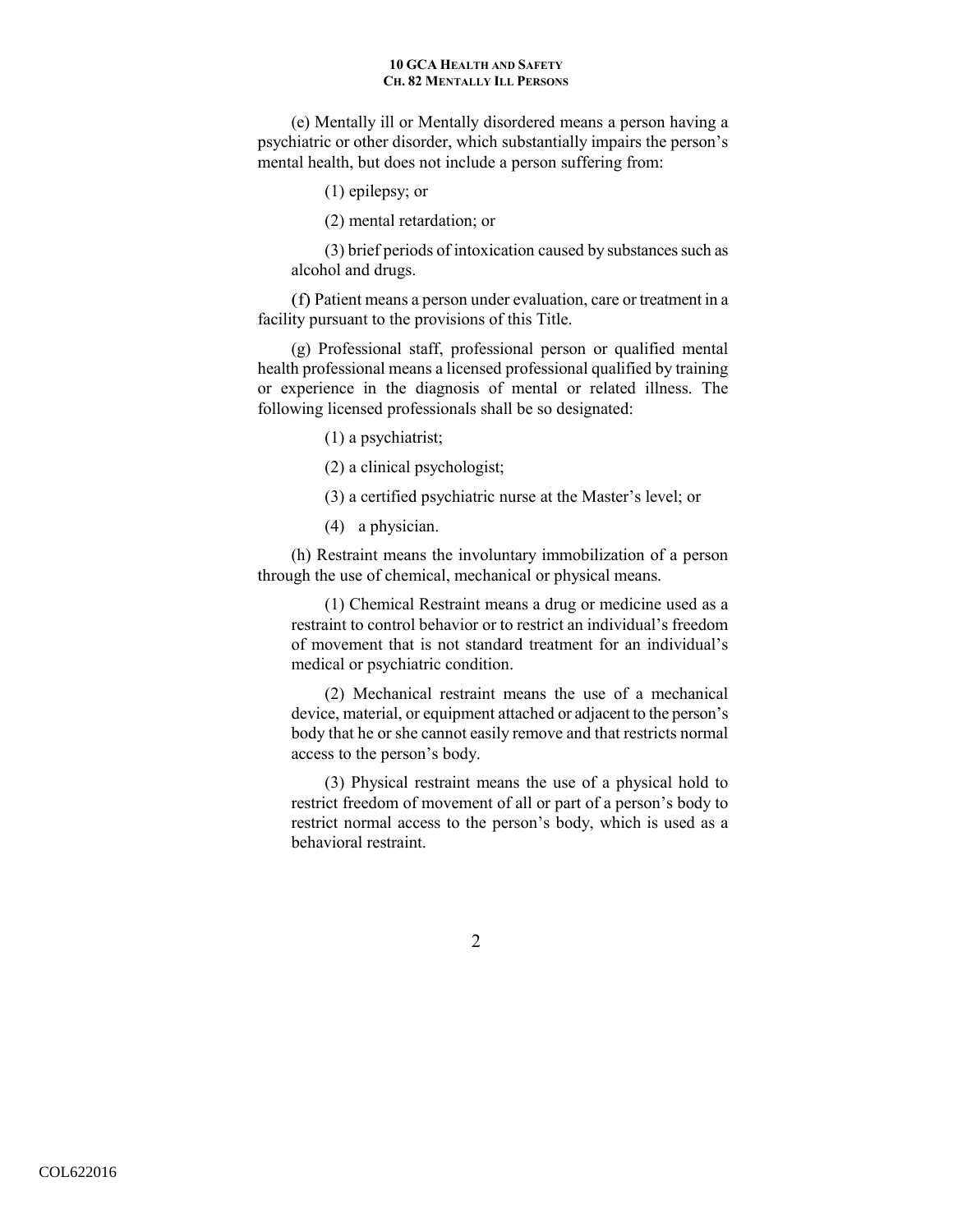(e) Mentally ill or Mentally disordered means a person having a psychiatric or other disorder, which substantially impairs the person's mental health, but does not include a person suffering from:

(1) epilepsy; or

(2) mental retardation; or

(3) brief periods of intoxication caused by substances such as alcohol and drugs.

(f) Patient means a person under evaluation, care or treatment in a facility pursuant to the provisions of this Title.

(g) Professional staff, professional person or qualified mental health professional means a licensed professional qualified by training or experience in the diagnosis of mental or related illness. The following licensed professionals shall be so designated:

(1) a psychiatrist;

(2) a clinical psychologist;

(3) a certified psychiatric nurse at the Master's level; or

(4) a physician.

(h) Restraint means the involuntary immobilization of a person through the use of chemical, mechanical or physical means.

(1) Chemical Restraint means a drug or medicine used as a restraint to control behavior or to restrict an individual's freedom of movement that is not standard treatment for an individual's medical or psychiatric condition.

(2) Mechanical restraint means the use of a mechanical device, material, or equipment attached or adjacent to the person's body that he or she cannot easily remove and that restricts normal access to the person's body.

(3) Physical restraint means the use of a physical hold to restrict freedom of movement of all or part of a person's body to restrict normal access to the person's body, which is used as a behavioral restraint.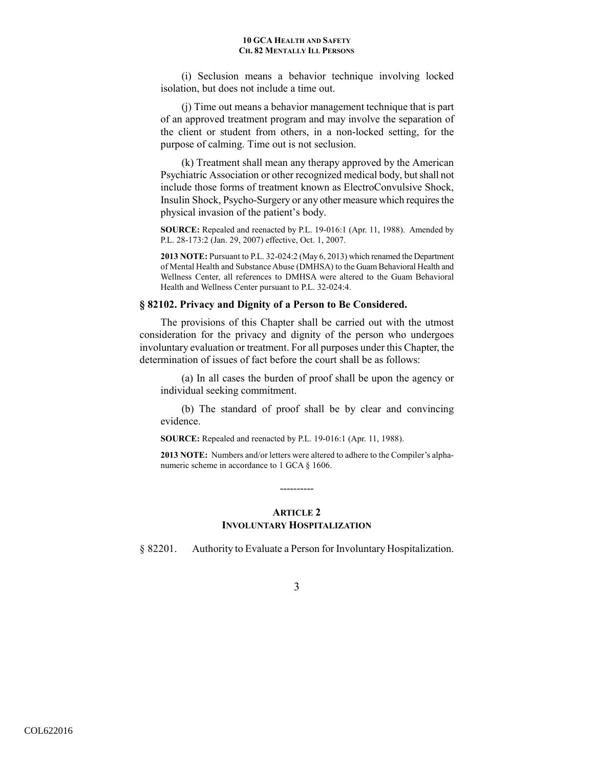(i) Seclusion means a behavior technique involving locked isolation, but does not include a time out.

(j) Time out means a behavior management technique that is part of an approved treatment program and may involve the separation of the client or student from others, in a non-locked setting, for the purpose of calming. Time out is not seclusion.

(k) Treatment shall mean any therapy approved by the American Psychiatric Association or other recognized medical body, but shall not include those forms of treatment known as ElectroConvulsive Shock, Insulin Shock, Psycho-Surgery or any other measure which requires the physical invasion of the patient's body.

**SOURCE:** Repealed and reenacted by P.L. 19-016:1 (Apr. 11, 1988). Amended by P.L. 28-173:2 (Jan. 29, 2007) effective, Oct. 1, 2007.

**2013 NOTE:** Pursuant to P.L. 32-024:2 (May 6, 2013) which renamed the Department of Mental Health and Substance Abuse (DMHSA) to the Guam Behavioral Health and Wellness Center, all references to DMHSA were altered to the Guam Behavioral Health and Wellness Center pursuant to P.L. 32-024:4.

### § 82102. Privacy and Dignity of a Person to Be Considered.

The provisions of this Chapter shall be carried out with the utmost consideration for the privacy and dignity of the person who undergoes involuntary evaluation or treatment. For all purposes under this Chapter, the determination of issues of fact before the court shall be as follows:

(a) In all cases the burden of proof shall be upon the agency or individual seeking commitment.

(b) The standard of proof shall be by clear and convincing evidence.

**SOURCE:** Repealed and reenacted by P.L. 19-016:1 (Apr. 11, 1988).

**2013 NOTE:** Numbers and/or letters were altered to adhere to the Compiler's alpha-numeric scheme in accordance to 1 GCA § 1606.

----------

## ARTICLE 2
## INVOLUNTARY HOSPITALIZATION

§ 82201. Authority to Evaluate a Person for Involuntary Hospitalization.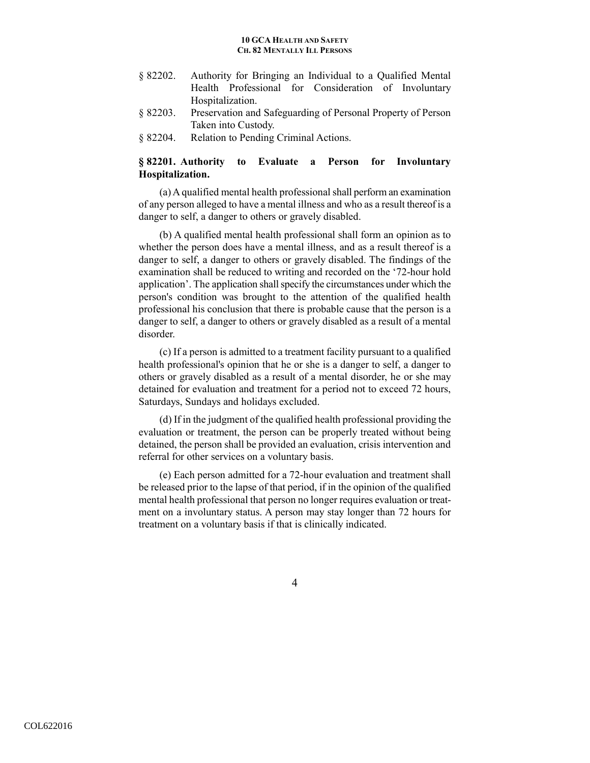§ 82202. Authority for Bringing an Individual to a Qualified Mental Health Professional for Consideration of Involuntary Hospitalization.

§ 82203. Preservation and Safeguarding of Personal Property of Person Taken into Custody.

§ 82204. Relation to Pending Criminal Actions.

### § 82201. Authority to Evaluate a Person for Involuntary Hospitalization.

(a) A qualified mental health professional shall perform an examination of any person alleged to have a mental illness and who as a result thereof is a danger to self, a danger to others or gravely disabled.

(b) A qualified mental health professional shall form an opinion as to whether the person does have a mental illness, and as a result thereof is a danger to self, a danger to others or gravely disabled. The findings of the examination shall be reduced to writing and recorded on the '72-hour hold application'. The application shall specify the circumstances under which the person's condition was brought to the attention of the qualified health professional his conclusion that there is probable cause that the person is a danger to self, a danger to others or gravely disabled as a result of a mental disorder.

(c) If a person is admitted to a treatment facility pursuant to a qualified health professional's opinion that he or she is a danger to self, a danger to others or gravely disabled as a result of a mental disorder, he or she may detained for evaluation and treatment for a period not to exceed 72 hours, Saturdays, Sundays and holidays excluded.

(d) If in the judgment of the qualified health professional providing the evaluation or treatment, the person can be properly treated without being detained, the person shall be provided an evaluation, crisis intervention and referral for other services on a voluntary basis.

(e) Each person admitted for a 72-hour evaluation and treatment shall be released prior to the lapse of that period, if in the opinion of the qualified mental health professional that person no longer requires evaluation or treatment on a involuntary status. A person may stay longer than 72 hours for treatment on a voluntary basis if that is clinically indicated.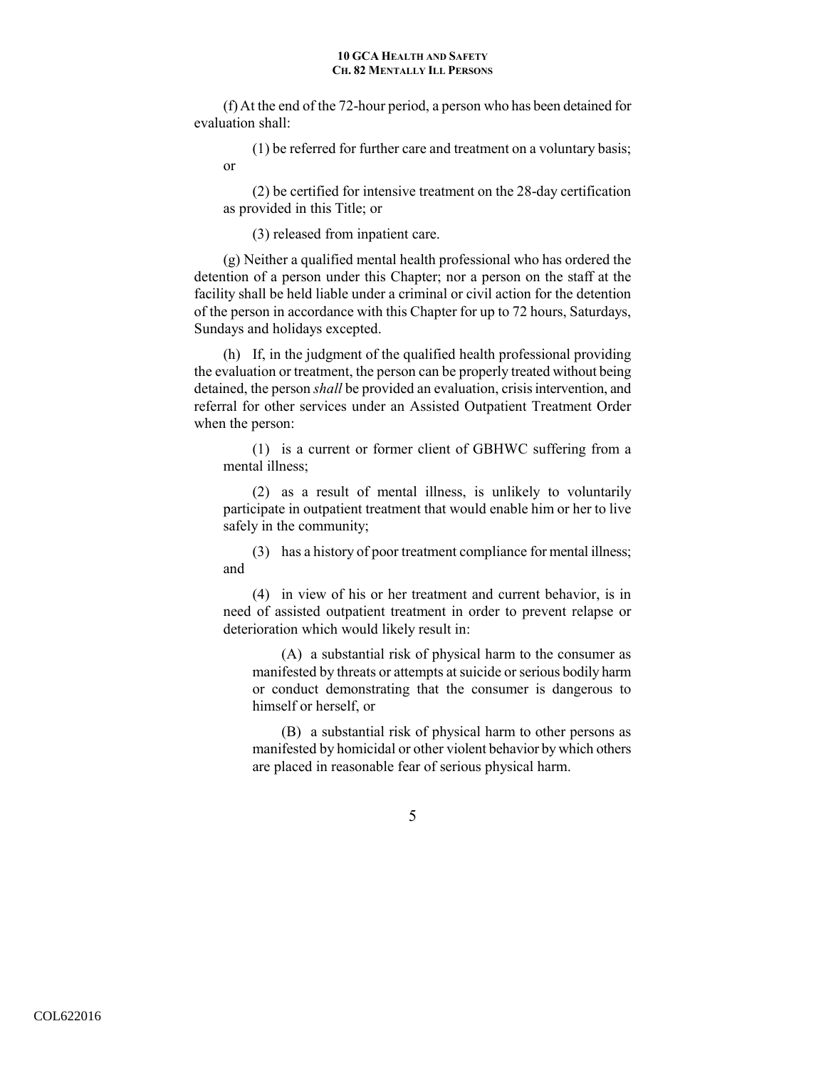(f) At the end of the 72-hour period, a person who has been detained for evaluation shall:

(1) be referred for further care and treatment on a voluntary basis; or

(2) be certified for intensive treatment on the 28-day certification as provided in this Title; or

(3) released from inpatient care.

(g) Neither a qualified mental health professional who has ordered the detention of a person under this Chapter; nor a person on the staff at the facility shall be held liable under a criminal or civil action for the detention of the person in accordance with this Chapter for up to 72 hours, Saturdays, Sundays and holidays excepted.

(h) If, in the judgment of the qualified health professional providing the evaluation or treatment, the person can be properly treated without being detained, the person *shall* be provided an evaluation, crisis intervention, and referral for other services under an Assisted Outpatient Treatment Order when the person:

(1) is a current or former client of GBHWC suffering from a mental illness;

(2) as a result of mental illness, is unlikely to voluntarily participate in outpatient treatment that would enable him or her to live safely in the community;

(3) has a history of poor treatment compliance for mental illness; and

(4) in view of his or her treatment and current behavior, is in need of assisted outpatient treatment in order to prevent relapse or deterioration which would likely result in:

(A) a substantial risk of physical harm to the consumer as manifested by threats or attempts at suicide or serious bodily harm or conduct demonstrating that the consumer is dangerous to himself or herself, or

(B) a substantial risk of physical harm to other persons as manifested by homicidal or other violent behavior by which others are placed in reasonable fear of serious physical harm.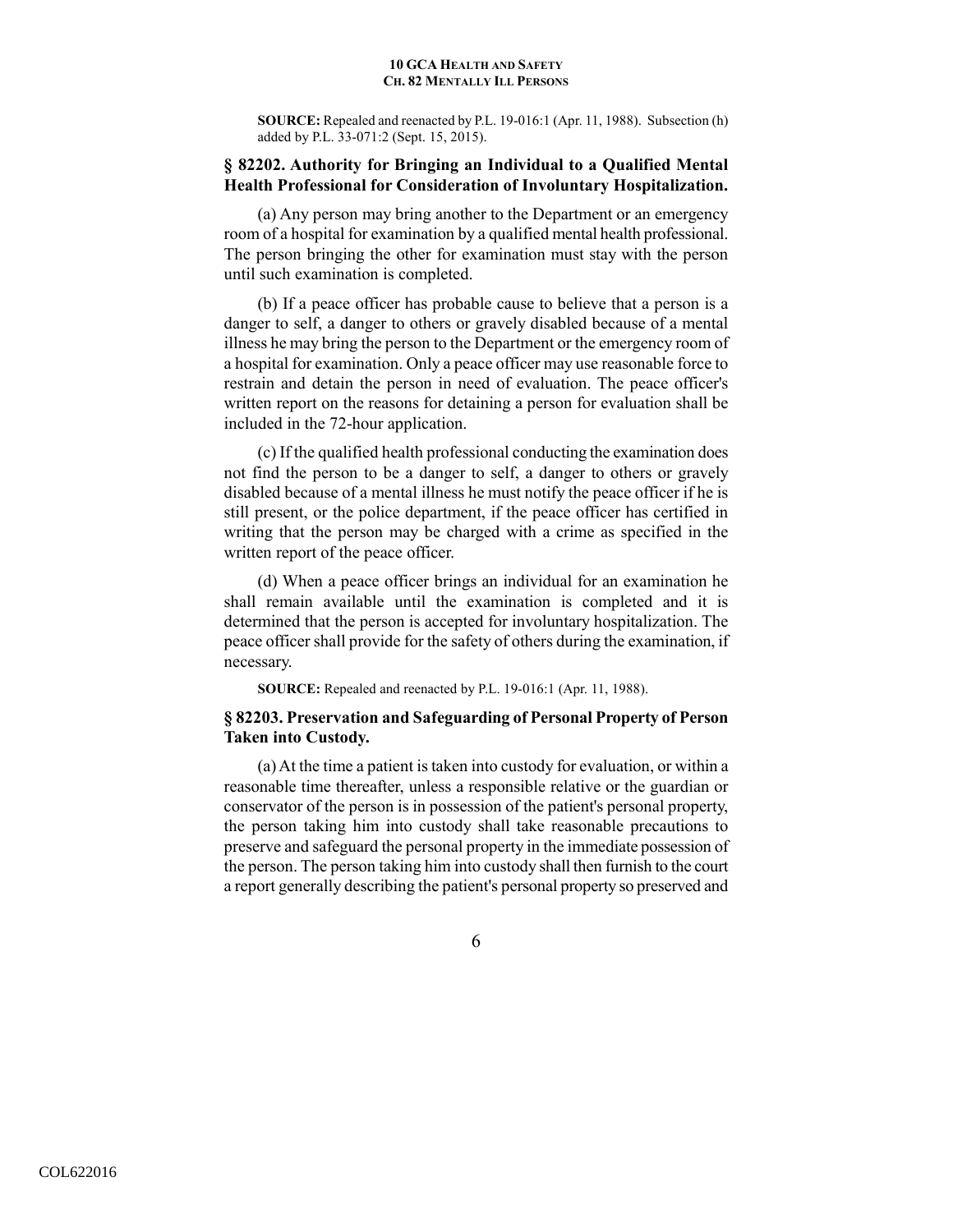**SOURCE:** Repealed and reenacted by P.L. 19-016:1 (Apr. 11, 1988). Subsection (h) added by P.L. 33-071:2 (Sept. 15, 2015).

### § 82202. Authority for Bringing an Individual to a Qualified Mental Health Professional for Consideration of Involuntary Hospitalization.

(a) Any person may bring another to the Department or an emergency room of a hospital for examination by a qualified mental health professional. The person bringing the other for examination must stay with the person until such examination is completed.

(b) If a peace officer has probable cause to believe that a person is a danger to self, a danger to others or gravely disabled because of a mental illness he may bring the person to the Department or the emergency room of a hospital for examination. Only a peace officer may use reasonable force to restrain and detain the person in need of evaluation. The peace officer's written report on the reasons for detaining a person for evaluation shall be included in the 72-hour application.

(c) If the qualified health professional conducting the examination does not find the person to be a danger to self, a danger to others or gravely disabled because of a mental illness he must notify the peace officer if he is still present, or the police department, if the peace officer has certified in writing that the person may be charged with a crime as specified in the written report of the peace officer.

(d) When a peace officer brings an individual for an examination he shall remain available until the examination is completed and it is determined that the person is accepted for involuntary hospitalization. The peace officer shall provide for the safety of others during the examination, if necessary.

**SOURCE:** Repealed and reenacted by P.L. 19-016:1 (Apr. 11, 1988).

### § 82203. Preservation and Safeguarding of Personal Property of Person Taken into Custody.

(a) At the time a patient is taken into custody for evaluation, or within a reasonable time thereafter, unless a responsible relative or the guardian or conservator of the person is in possession of the patient's personal property, the person taking him into custody shall take reasonable precautions to preserve and safeguard the personal property in the immediate possession of the person. The person taking him into custody shall then furnish to the court a report generally describing the patient's personal property so preserved and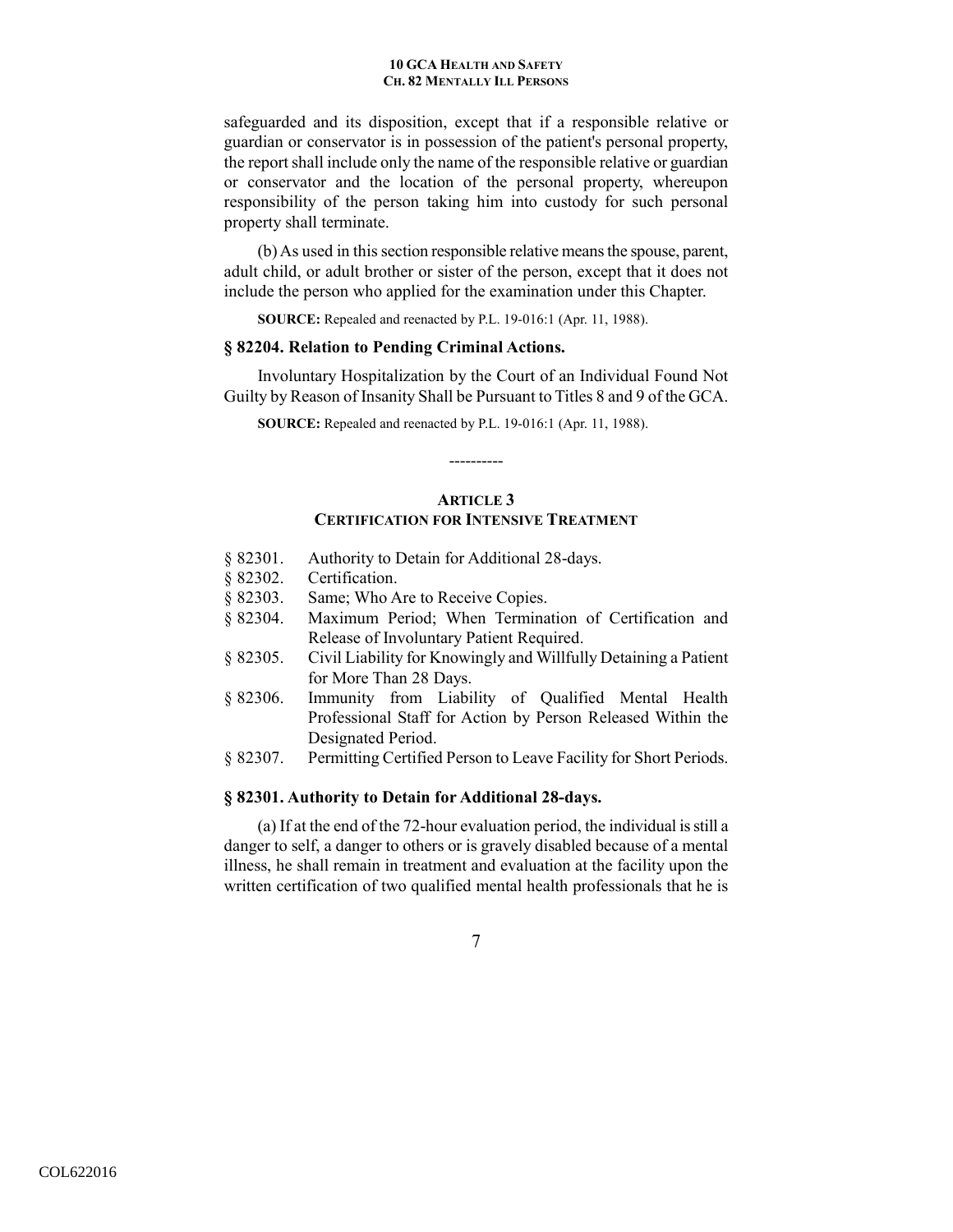safeguarded and its disposition, except that if a responsible relative or guardian or conservator is in possession of the patient's personal property, the report shall include only the name of the responsible relative or guardian or conservator and the location of the personal property, whereupon responsibility of the person taking him into custody for such personal property shall terminate.

(b) As used in this section responsible relative means the spouse, parent, adult child, or adult brother or sister of the person, except that it does not include the person who applied for the examination under this Chapter.

**SOURCE:** Repealed and reenacted by P.L. 19-016:1 (Apr. 11, 1988).

### § 82204. Relation to Pending Criminal Actions.

Involuntary Hospitalization by the Court of an Individual Found Not Guilty by Reason of Insanity Shall be Pursuant to Titles 8 and 9 of the GCA.

**SOURCE:** Repealed and reenacted by P.L. 19-016:1 (Apr. 11, 1988).

----------

## ARTICLE 3
## CERTIFICATION FOR INTENSIVE TREATMENT

§ 82301. Authority to Detain for Additional 28-days.
§ 82302. Certification.
§ 82303. Same; Who Are to Receive Copies.
§ 82304. Maximum Period; When Termination of Certification and Release of Involuntary Patient Required.
§ 82305. Civil Liability for Knowingly and Willfully Detaining a Patient for More Than 28 Days.
§ 82306. Immunity from Liability of Qualified Mental Health Professional Staff for Action by Person Released Within the Designated Period.
§ 82307. Permitting Certified Person to Leave Facility for Short Periods.

### § 82301. Authority to Detain for Additional 28-days.

(a) If at the end of the 72-hour evaluation period, the individual is still a danger to self, a danger to others or is gravely disabled because of a mental illness, he shall remain in treatment and evaluation at the facility upon the written certification of two qualified mental health professionals that he is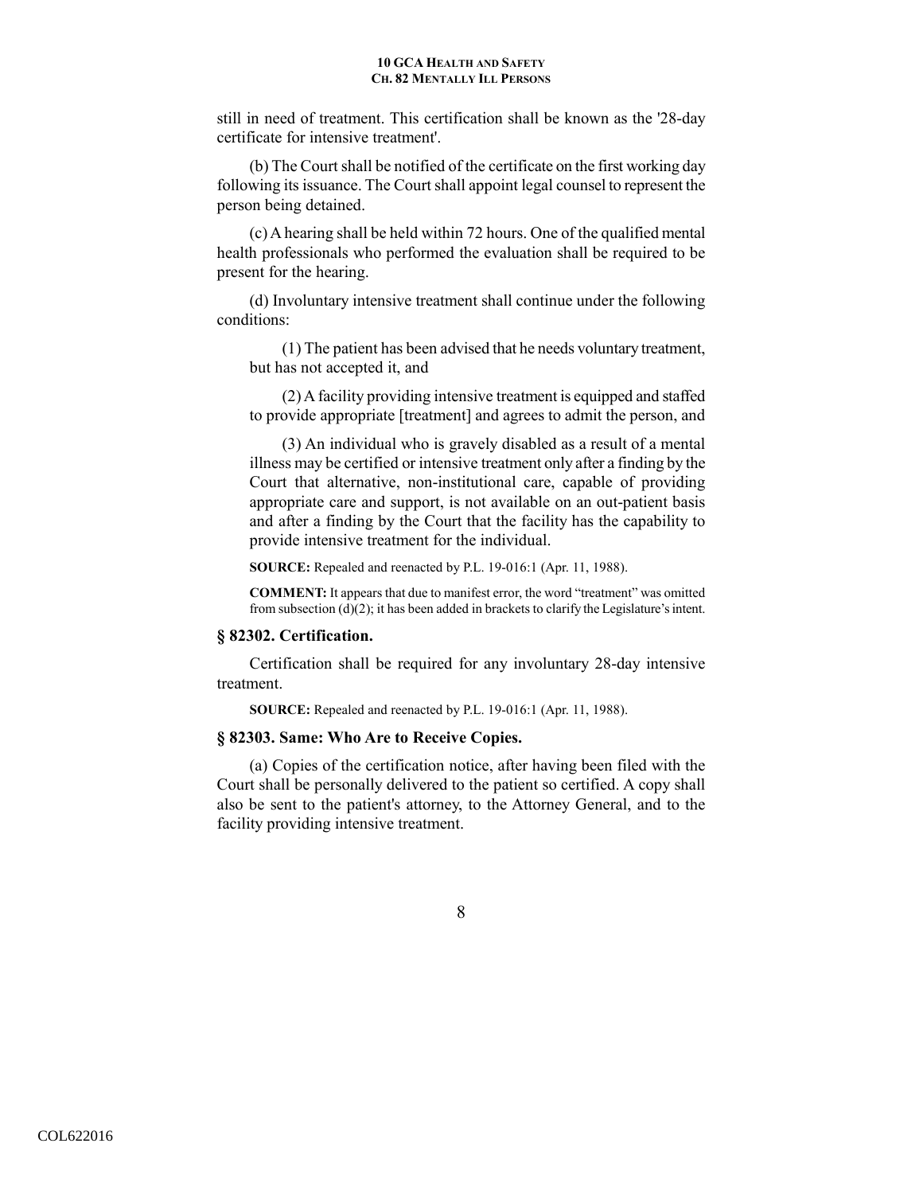still in need of treatment. This certification shall be known as the '28-day certificate for intensive treatment'.

(b) The Court shall be notified of the certificate on the first working day following its issuance. The Court shall appoint legal counsel to represent the person being detained.

(c) A hearing shall be held within 72 hours. One of the qualified mental health professionals who performed the evaluation shall be required to be present for the hearing.

(d) Involuntary intensive treatment shall continue under the following conditions:

(1) The patient has been advised that he needs voluntary treatment, but has not accepted it, and

(2) A facility providing intensive treatment is equipped and staffed to provide appropriate [treatment] and agrees to admit the person, and

(3) An individual who is gravely disabled as a result of a mental illness may be certified or intensive treatment only after a finding by the Court that alternative, non-institutional care, capable of providing appropriate care and support, is not available on an out-patient basis and after a finding by the Court that the facility has the capability to provide intensive treatment for the individual.

**SOURCE:** Repealed and reenacted by P.L. 19-016:1 (Apr. 11, 1988).

**COMMENT:** It appears that due to manifest error, the word "treatment" was omitted from subsection (d)(2); it has been added in brackets to clarify the Legislature's intent.

### § 82302. Certification.

Certification shall be required for any involuntary 28-day intensive treatment.

**SOURCE:** Repealed and reenacted by P.L. 19-016:1 (Apr. 11, 1988).

### § 82303. Same: Who Are to Receive Copies.

(a) Copies of the certification notice, after having been filed with the Court shall be personally delivered to the patient so certified. A copy shall also be sent to the patient's attorney, to the Attorney General, and to the facility providing intensive treatment.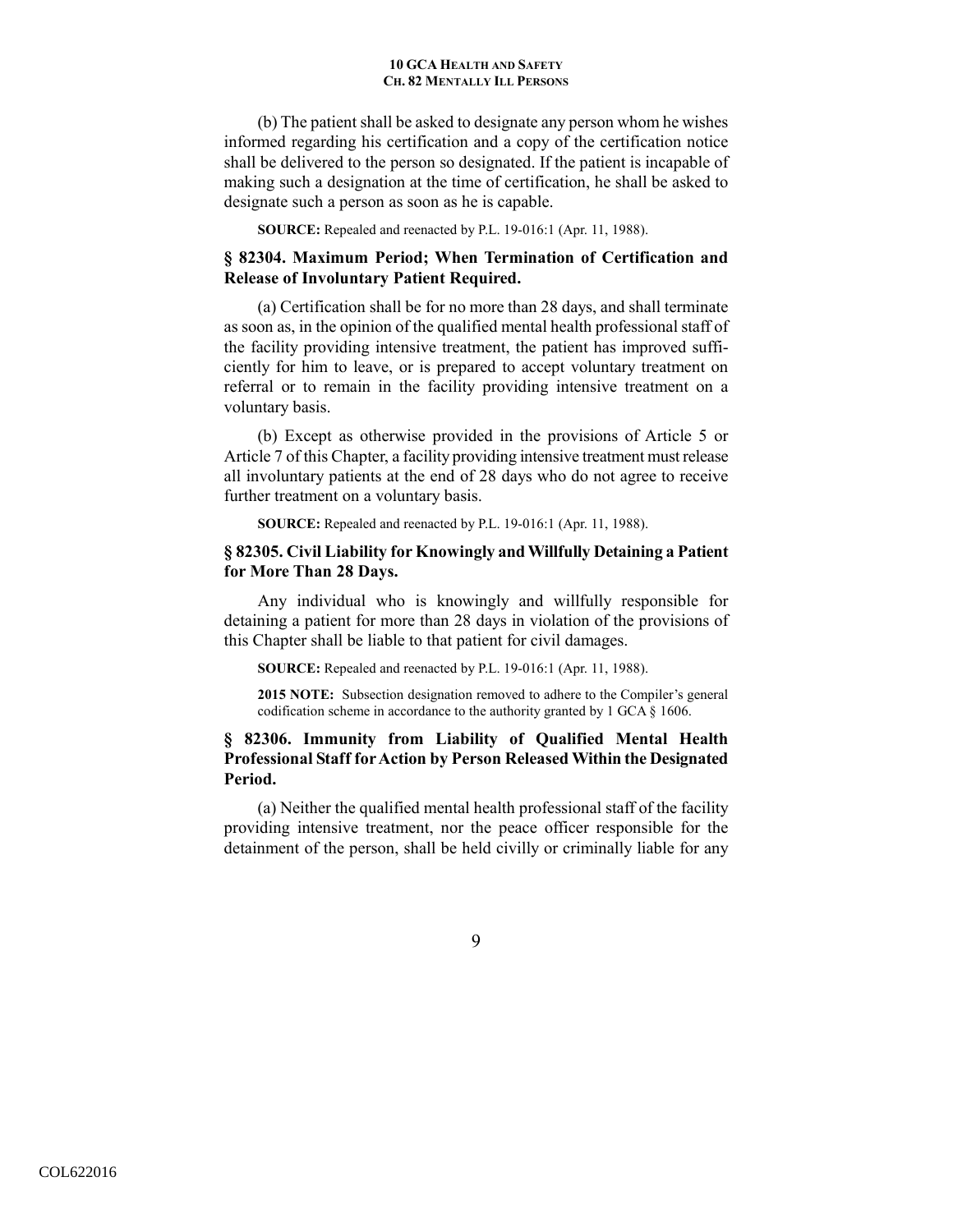(b) The patient shall be asked to designate any person whom he wishes informed regarding his certification and a copy of the certification notice shall be delivered to the person so designated. If the patient is incapable of making such a designation at the time of certification, he shall be asked to designate such a person as soon as he is capable.

**SOURCE:** Repealed and reenacted by P.L. 19-016:1 (Apr. 11, 1988).

### § 82304. Maximum Period; When Termination of Certification and Release of Involuntary Patient Required.

(a) Certification shall be for no more than 28 days, and shall terminate as soon as, in the opinion of the qualified mental health professional staff of the facility providing intensive treatment, the patient has improved sufficiently for him to leave, or is prepared to accept voluntary treatment on referral or to remain in the facility providing intensive treatment on a voluntary basis.

(b) Except as otherwise provided in the provisions of Article 5 or Article 7 of this Chapter, a facility providing intensive treatment must release all involuntary patients at the end of 28 days who do not agree to receive further treatment on a voluntary basis.

**SOURCE:** Repealed and reenacted by P.L. 19-016:1 (Apr. 11, 1988).

### § 82305. Civil Liability for Knowingly and Willfully Detaining a Patient for More Than 28 Days.

Any individual who is knowingly and willfully responsible for detaining a patient for more than 28 days in violation of the provisions of this Chapter shall be liable to that patient for civil damages.

**SOURCE:** Repealed and reenacted by P.L. 19-016:1 (Apr. 11, 1988).

**2015 NOTE:** Subsection designation removed to adhere to the Compiler's general codification scheme in accordance to the authority granted by 1 GCA § 1606.

### § 82306. Immunity from Liability of Qualified Mental Health Professional Staff for Action by Person Released Within the Designated Period.

(a) Neither the qualified mental health professional staff of the facility providing intensive treatment, nor the peace officer responsible for the detainment of the person, shall be held civilly or criminally liable for any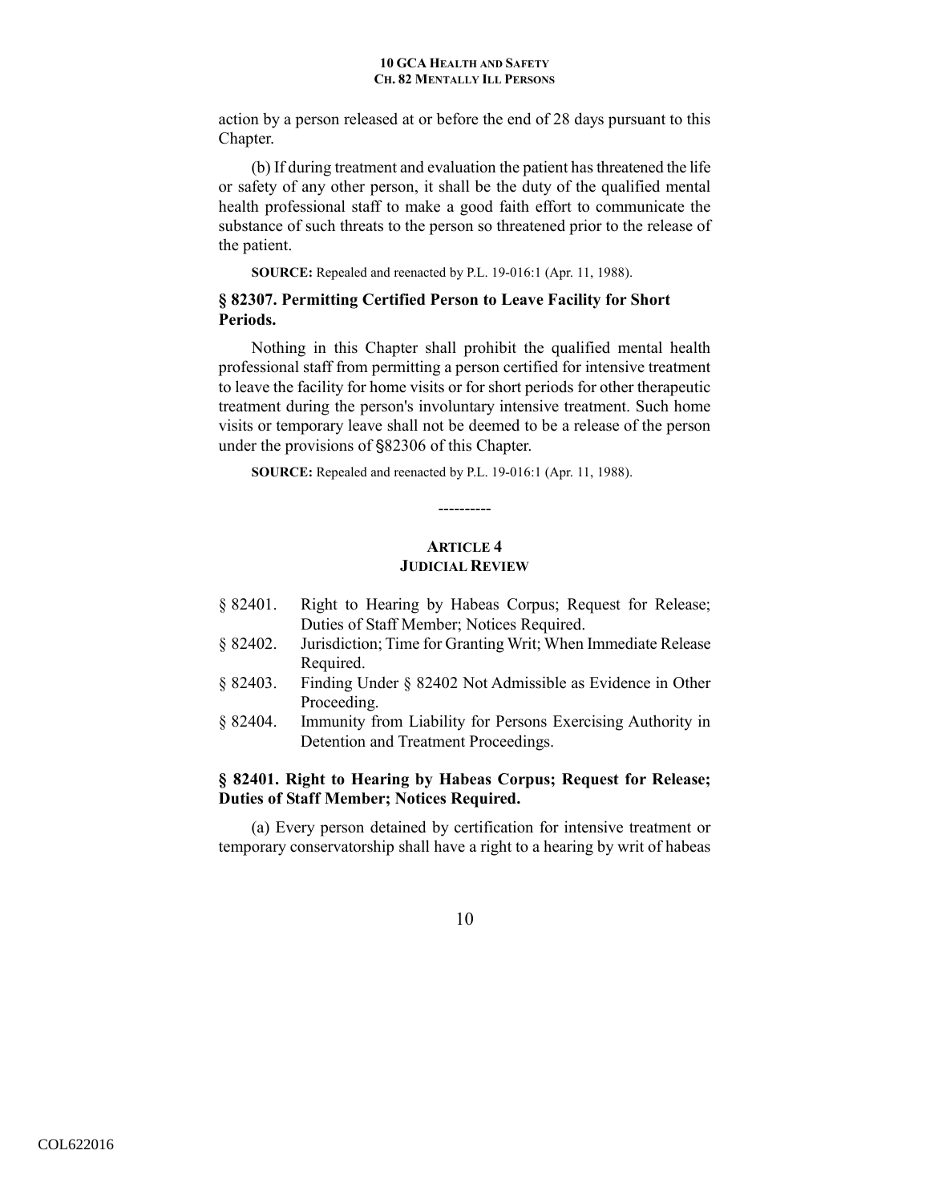action by a person released at or before the end of 28 days pursuant to this Chapter.

(b) If during treatment and evaluation the patient has threatened the life or safety of any other person, it shall be the duty of the qualified mental health professional staff to make a good faith effort to communicate the substance of such threats to the person so threatened prior to the release of the patient.

**SOURCE:** Repealed and reenacted by P.L. 19-016:1 (Apr. 11, 1988).

### § 82307. Permitting Certified Person to Leave Facility for Short Periods.

Nothing in this Chapter shall prohibit the qualified mental health professional staff from permitting a person certified for intensive treatment to leave the facility for home visits or for short periods for other therapeutic treatment during the person's involuntary intensive treatment. Such home visits or temporary leave shall not be deemed to be a release of the person under the provisions of §82306 of this Chapter.

**SOURCE:** Repealed and reenacted by P.L. 19-016:1 (Apr. 11, 1988).

----------

## ARTICLE 4
## JUDICIAL REVIEW

§ 82401. Right to Hearing by Habeas Corpus; Request for Release; Duties of Staff Member; Notices Required.
§ 82402. Jurisdiction; Time for Granting Writ; When Immediate Release Required.
§ 82403. Finding Under § 82402 Not Admissible as Evidence in Other Proceeding.
§ 82404. Immunity from Liability for Persons Exercising Authority in Detention and Treatment Proceedings.

### § 82401. Right to Hearing by Habeas Corpus; Request for Release; Duties of Staff Member; Notices Required.

(a) Every person detained by certification for intensive treatment or temporary conservatorship shall have a right to a hearing by writ of habeas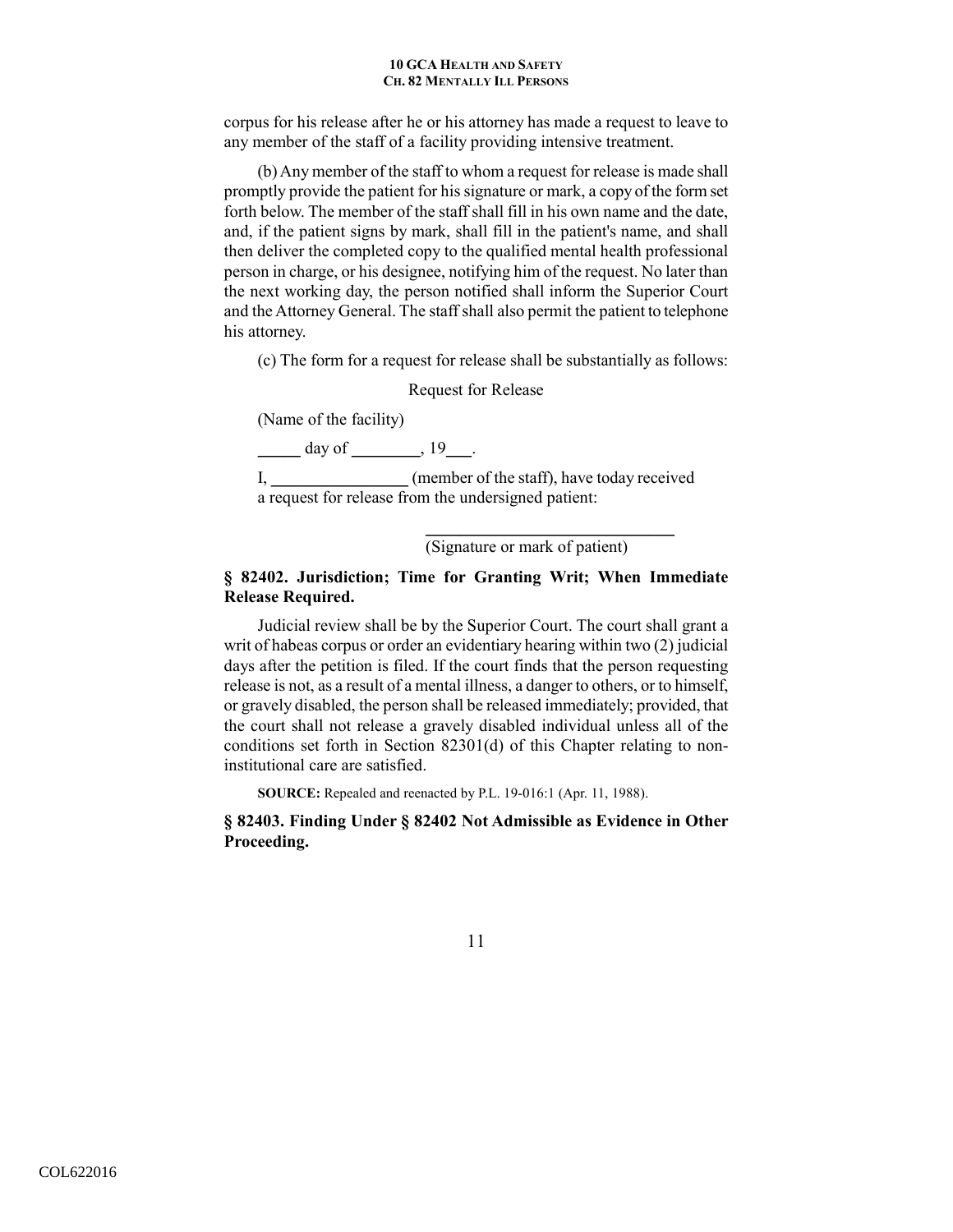corpus for his release after he or his attorney has made a request to leave to any member of the staff of a facility providing intensive treatment.

(b) Any member of the staff to whom a request for release is made shall promptly provide the patient for his signature or mark, a copy of the form set forth below. The member of the staff shall fill in his own name and the date, and, if the patient signs by mark, shall fill in the patient's name, and shall then deliver the completed copy to the qualified mental health professional person in charge, or his designee, notifying him of the request. No later than the next working day, the person notified shall inform the Superior Court and the Attorney General. The staff shall also permit the patient to telephone his attorney.

(c) The form for a request for release shall be substantially as follows:

Request for Release

(Name of the facility)

_____ day of ________, 19___.

I, ________________ (member of the staff), have today received a request for release from the undersigned patient:

_____________________________
(Signature or mark of patient)

### § 82402. Jurisdiction; Time for Granting Writ; When Immediate Release Required.

Judicial review shall be by the Superior Court. The court shall grant a writ of habeas corpus or order an evidentiary hearing within two (2) judicial days after the petition is filed. If the court finds that the person requesting release is not, as a result of a mental illness, a danger to others, or to himself, or gravely disabled, the person shall be released immediately; provided, that the court shall not release a gravely disabled individual unless all of the conditions set forth in Section 82301(d) of this Chapter relating to non-institutional care are satisfied.

**SOURCE:** Repealed and reenacted by P.L. 19-016:1 (Apr. 11, 1988).

### § 82403. Finding Under § 82402 Not Admissible as Evidence in Other Proceeding.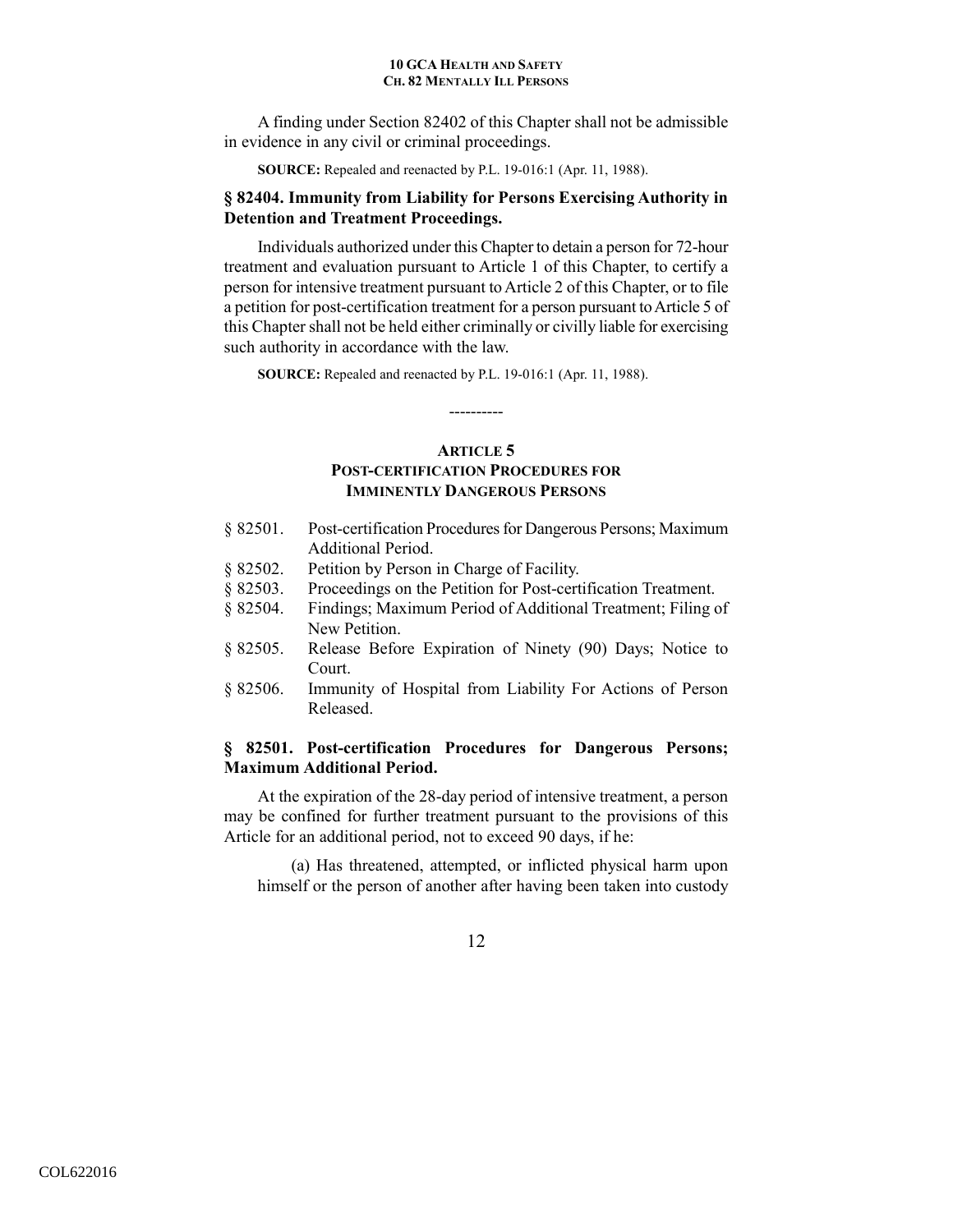A finding under Section 82402 of this Chapter shall not be admissible in evidence in any civil or criminal proceedings.

**SOURCE:** Repealed and reenacted by P.L. 19-016:1 (Apr. 11, 1988).

### § 82404. Immunity from Liability for Persons Exercising Authority in Detention and Treatment Proceedings.

Individuals authorized under this Chapter to detain a person for 72-hour treatment and evaluation pursuant to Article 1 of this Chapter, to certify a person for intensive treatment pursuant to Article 2 of this Chapter, or to file a petition for post-certification treatment for a person pursuant to Article 5 of this Chapter shall not be held either criminally or civilly liable for exercising such authority in accordance with the law.

**SOURCE:** Repealed and reenacted by P.L. 19-016:1 (Apr. 11, 1988).

----------

## ARTICLE 5
## POST-CERTIFICATION PROCEDURES FOR IMMINENTLY DANGEROUS PERSONS

- § 82501. Post-certification Procedures for Dangerous Persons; Maximum Additional Period.
- § 82502. Petition by Person in Charge of Facility.
- § 82503. Proceedings on the Petition for Post-certification Treatment.
- § 82504. Findings; Maximum Period of Additional Treatment; Filing of New Petition.
- § 82505. Release Before Expiration of Ninety (90) Days; Notice to Court.
- § 82506. Immunity of Hospital from Liability For Actions of Person Released.

### § 82501. Post-certification Procedures for Dangerous Persons; Maximum Additional Period.

At the expiration of the 28-day period of intensive treatment, a person may be confined for further treatment pursuant to the provisions of this Article for an additional period, not to exceed 90 days, if he:

(a) Has threatened, attempted, or inflicted physical harm upon himself or the person of another after having been taken into custody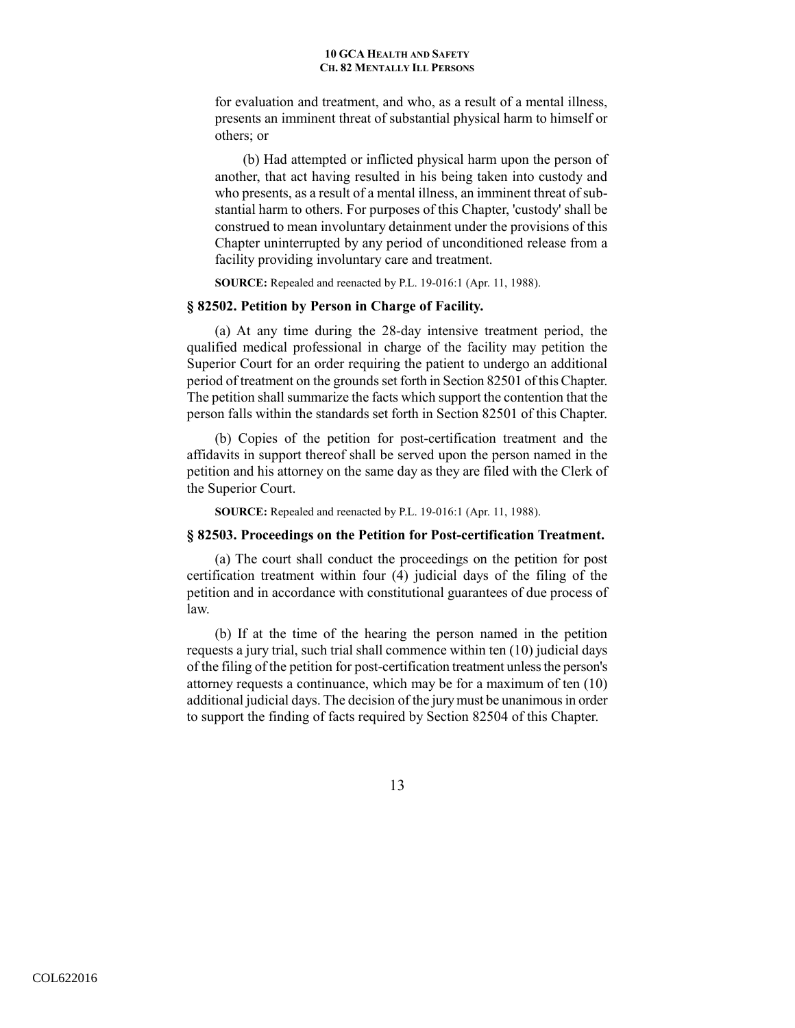for evaluation and treatment, and who, as a result of a mental illness, presents an imminent threat of substantial physical harm to himself or others; or

(b) Had attempted or inflicted physical harm upon the person of another, that act having resulted in his being taken into custody and who presents, as a result of a mental illness, an imminent threat of substantial harm to others. For purposes of this Chapter, 'custody' shall be construed to mean involuntary detainment under the provisions of this Chapter uninterrupted by any period of unconditioned release from a facility providing involuntary care and treatment.

**SOURCE:** Repealed and reenacted by P.L. 19-016:1 (Apr. 11, 1988).

### § 82502. Petition by Person in Charge of Facility.

(a) At any time during the 28-day intensive treatment period, the qualified medical professional in charge of the facility may petition the Superior Court for an order requiring the patient to undergo an additional period of treatment on the grounds set forth in Section 82501 of this Chapter. The petition shall summarize the facts which support the contention that the person falls within the standards set forth in Section 82501 of this Chapter.

(b) Copies of the petition for post-certification treatment and the affidavits in support thereof shall be served upon the person named in the petition and his attorney on the same day as they are filed with the Clerk of the Superior Court.

**SOURCE:** Repealed and reenacted by P.L. 19-016:1 (Apr. 11, 1988).

### § 82503. Proceedings on the Petition for Post-certification Treatment.

(a) The court shall conduct the proceedings on the petition for post certification treatment within four (4) judicial days of the filing of the petition and in accordance with constitutional guarantees of due process of law.

(b) If at the time of the hearing the person named in the petition requests a jury trial, such trial shall commence within ten (10) judicial days of the filing of the petition for post-certification treatment unless the person's attorney requests a continuance, which may be for a maximum of ten (10) additional judicial days. The decision of the jury must be unanimous in order to support the finding of facts required by Section 82504 of this Chapter.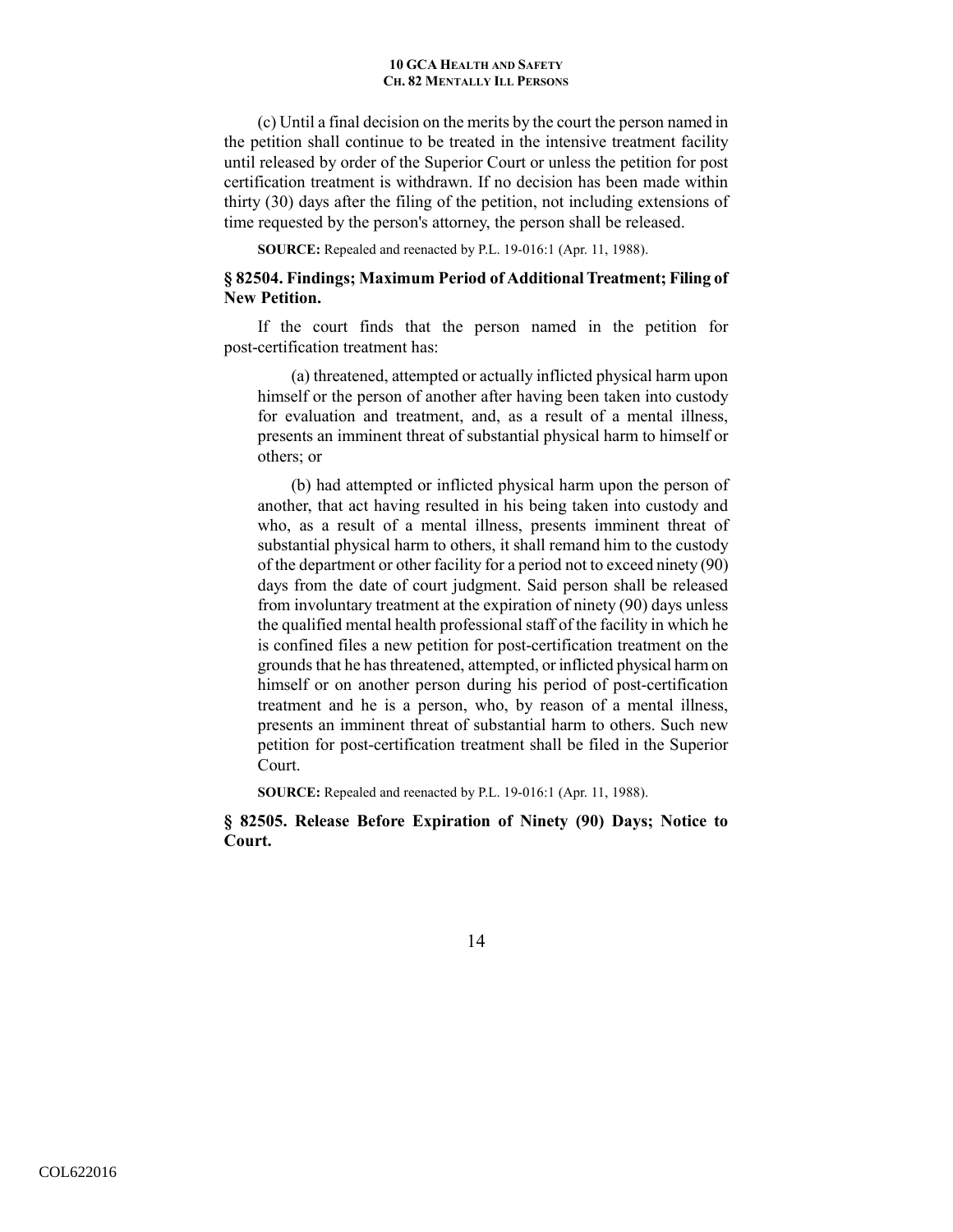(c) Until a final decision on the merits by the court the person named in the petition shall continue to be treated in the intensive treatment facility until released by order of the Superior Court or unless the petition for post certification treatment is withdrawn. If no decision has been made within thirty (30) days after the filing of the petition, not including extensions of time requested by the person's attorney, the person shall be released.

**SOURCE:** Repealed and reenacted by P.L. 19-016:1 (Apr. 11, 1988).

### § 82504. Findings; Maximum Period of Additional Treatment; Filing of New Petition.

If the court finds that the person named in the petition for post-certification treatment has:

(a) threatened, attempted or actually inflicted physical harm upon himself or the person of another after having been taken into custody for evaluation and treatment, and, as a result of a mental illness, presents an imminent threat of substantial physical harm to himself or others; or

(b) had attempted or inflicted physical harm upon the person of another, that act having resulted in his being taken into custody and who, as a result of a mental illness, presents imminent threat of substantial physical harm to others, it shall remand him to the custody of the department or other facility for a period not to exceed ninety (90) days from the date of court judgment. Said person shall be released from involuntary treatment at the expiration of ninety (90) days unless the qualified mental health professional staff of the facility in which he is confined files a new petition for post-certification treatment on the grounds that he has threatened, attempted, or inflicted physical harm on himself or on another person during his period of post-certification treatment and he is a person, who, by reason of a mental illness, presents an imminent threat of substantial harm to others. Such new petition for post-certification treatment shall be filed in the Superior Court.

**SOURCE:** Repealed and reenacted by P.L. 19-016:1 (Apr. 11, 1988).

### § 82505. Release Before Expiration of Ninety (90) Days; Notice to Court.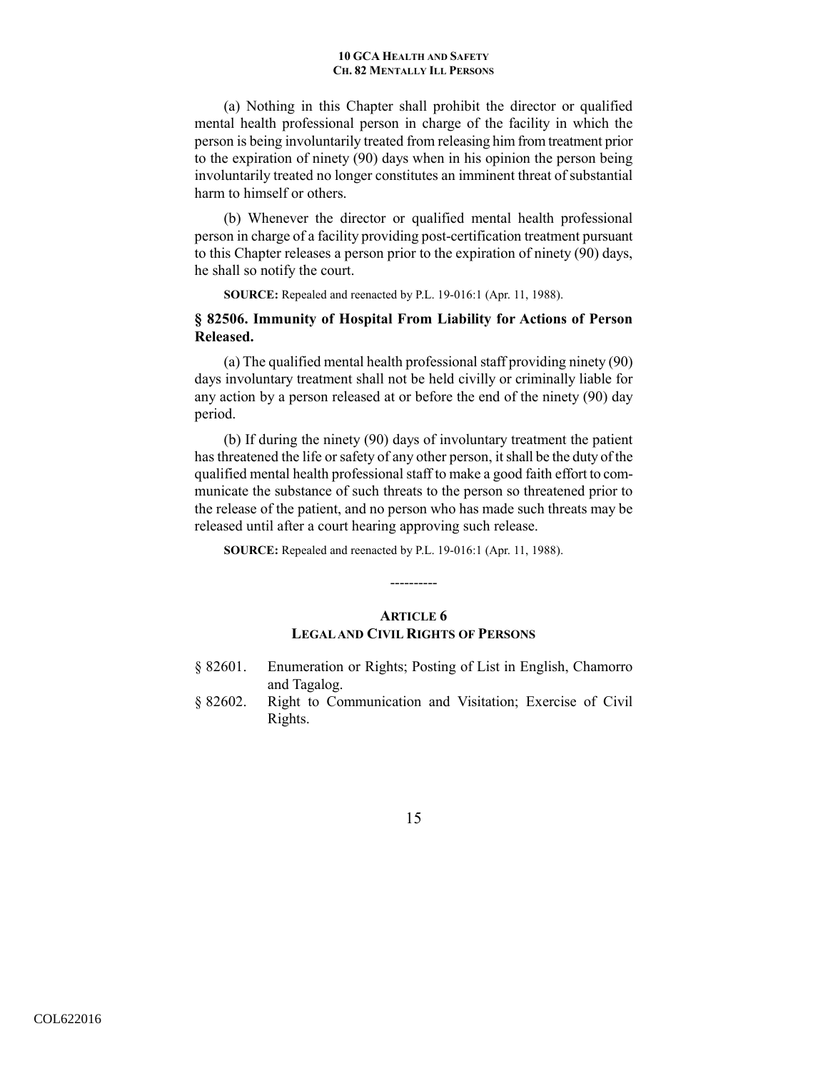(a) Nothing in this Chapter shall prohibit the director or qualified mental health professional person in charge of the facility in which the person is being involuntarily treated from releasing him from treatment prior to the expiration of ninety (90) days when in his opinion the person being involuntarily treated no longer constitutes an imminent threat of substantial harm to himself or others.

(b) Whenever the director or qualified mental health professional person in charge of a facility providing post-certification treatment pursuant to this Chapter releases a person prior to the expiration of ninety (90) days, he shall so notify the court.

**SOURCE:** Repealed and reenacted by P.L. 19-016:1 (Apr. 11, 1988).

### § 82506. Immunity of Hospital From Liability for Actions of Person Released.

(a) The qualified mental health professional staff providing ninety (90) days involuntary treatment shall not be held civilly or criminally liable for any action by a person released at or before the end of the ninety (90) day period.

(b) If during the ninety (90) days of involuntary treatment the patient has threatened the life or safety of any other person, it shall be the duty of the qualified mental health professional staff to make a good faith effort to communicate the substance of such threats to the person so threatened prior to the release of the patient, and no person who has made such threats may be released until after a court hearing approving such release.

**SOURCE:** Repealed and reenacted by P.L. 19-016:1 (Apr. 11, 1988).

----------

## ARTICLE 6
## LEGAL AND CIVIL RIGHTS OF PERSONS

§ 82601. Enumeration or Rights; Posting of List in English, Chamorro and Tagalog.

§ 82602. Right to Communication and Visitation; Exercise of Civil Rights.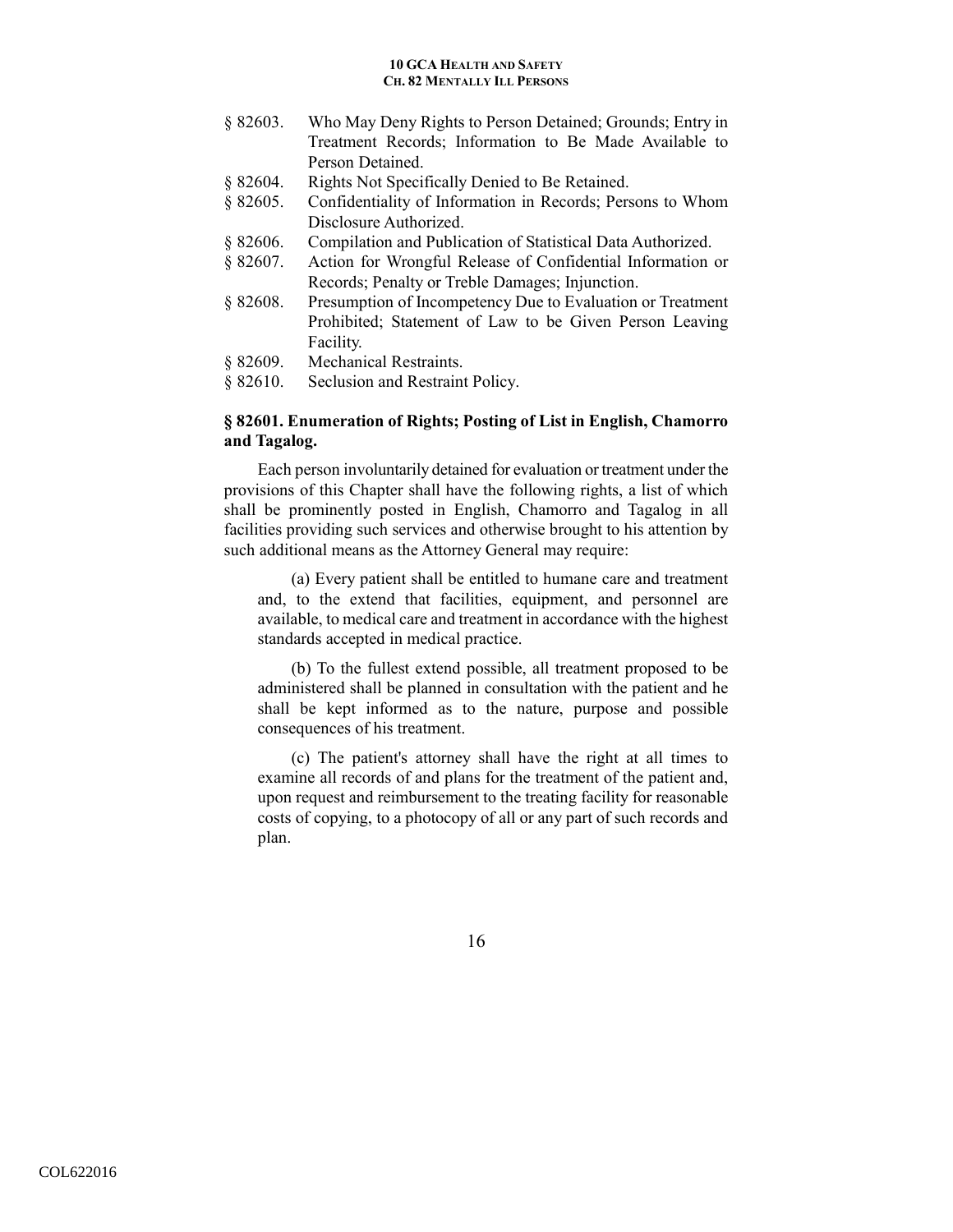§ 82603. Who May Deny Rights to Person Detained; Grounds; Entry in Treatment Records; Information to Be Made Available to Person Detained.

§ 82604. Rights Not Specifically Denied to Be Retained.

§ 82605. Confidentiality of Information in Records; Persons to Whom Disclosure Authorized.

§ 82606. Compilation and Publication of Statistical Data Authorized.

§ 82607. Action for Wrongful Release of Confidential Information or Records; Penalty or Treble Damages; Injunction.

§ 82608. Presumption of Incompetency Due to Evaluation or Treatment Prohibited; Statement of Law to be Given Person Leaving Facility.

§ 82609. Mechanical Restraints.

§ 82610. Seclusion and Restraint Policy.

**§ 82601. Enumeration of Rights; Posting of List in English, Chamorro and Tagalog.**

Each person involuntarily detained for evaluation or treatment under the provisions of this Chapter shall have the following rights, a list of which shall be prominently posted in English, Chamorro and Tagalog in all facilities providing such services and otherwise brought to his attention by such additional means as the Attorney General may require:

(a) Every patient shall be entitled to humane care and treatment and, to the extend that facilities, equipment, and personnel are available, to medical care and treatment in accordance with the highest standards accepted in medical practice.

(b) To the fullest extend possible, all treatment proposed to be administered shall be planned in consultation with the patient and he shall be kept informed as to the nature, purpose and possible consequences of his treatment.

(c) The patient's attorney shall have the right at all times to examine all records of and plans for the treatment of the patient and, upon request and reimbursement to the treating facility for reasonable costs of copying, to a photocopy of all or any part of such records and plan.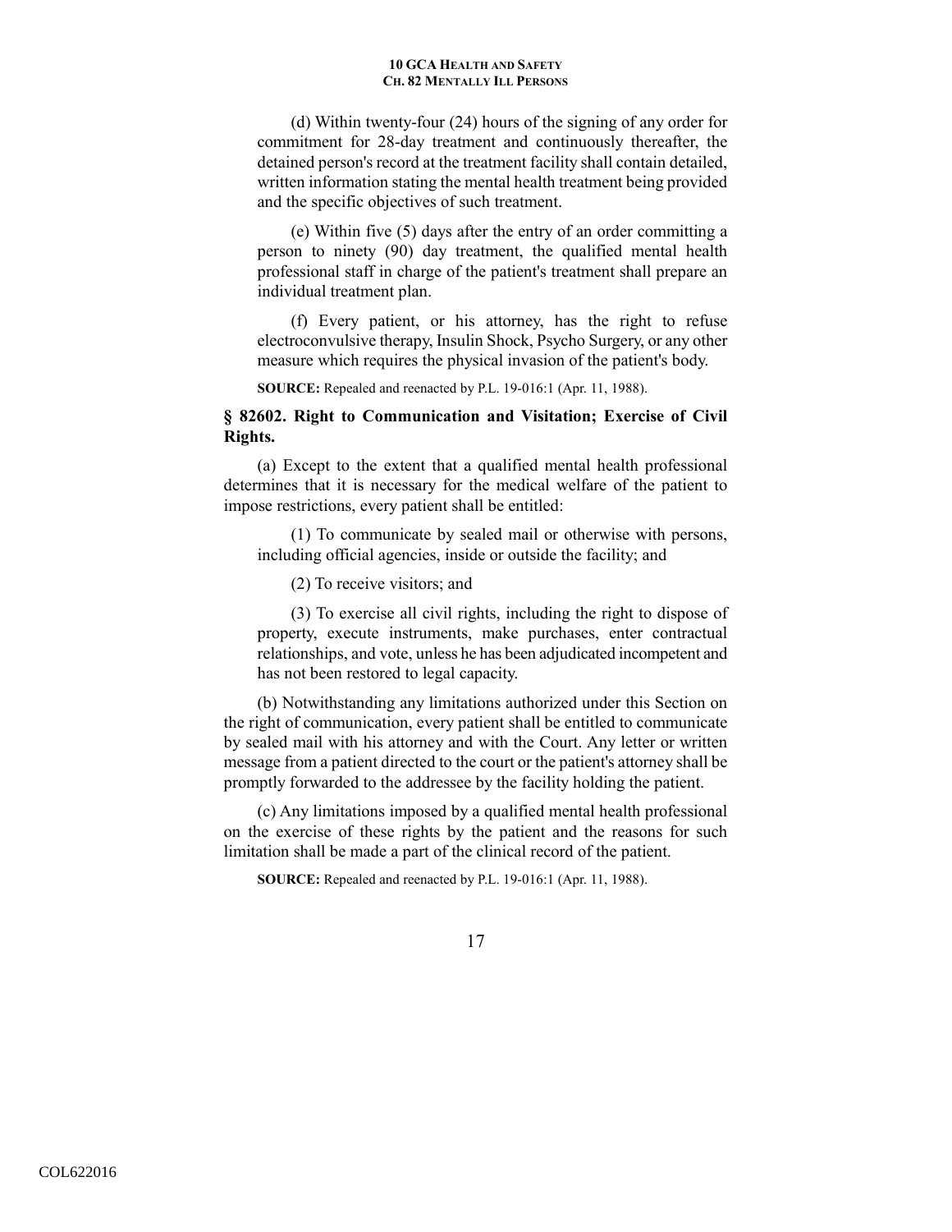(d) Within twenty-four (24) hours of the signing of any order for commitment for 28-day treatment and continuously thereafter, the detained person's record at the treatment facility shall contain detailed, written information stating the mental health treatment being provided and the specific objectives of such treatment.

(e) Within five (5) days after the entry of an order committing a person to ninety (90) day treatment, the qualified mental health professional staff in charge of the patient's treatment shall prepare an individual treatment plan.

(f) Every patient, or his attorney, has the right to refuse electroconvulsive therapy, Insulin Shock, Psycho Surgery, or any other measure which requires the physical invasion of the patient's body.

**SOURCE:** Repealed and reenacted by P.L. 19-016:1 (Apr. 11, 1988).

### § 82602. Right to Communication and Visitation; Exercise of Civil Rights.

(a) Except to the extent that a qualified mental health professional determines that it is necessary for the medical welfare of the patient to impose restrictions, every patient shall be entitled:

(1) To communicate by sealed mail or otherwise with persons, including official agencies, inside or outside the facility; and

(2) To receive visitors; and

(3) To exercise all civil rights, including the right to dispose of property, execute instruments, make purchases, enter contractual relationships, and vote, unless he has been adjudicated incompetent and has not been restored to legal capacity.

(b) Notwithstanding any limitations authorized under this Section on the right of communication, every patient shall be entitled to communicate by sealed mail with his attorney and with the Court. Any letter or written message from a patient directed to the court or the patient's attorney shall be promptly forwarded to the addressee by the facility holding the patient.

(c) Any limitations imposed by a qualified mental health professional on the exercise of these rights by the patient and the reasons for such limitation shall be made a part of the clinical record of the patient.

**SOURCE:** Repealed and reenacted by P.L. 19-016:1 (Apr. 11, 1988).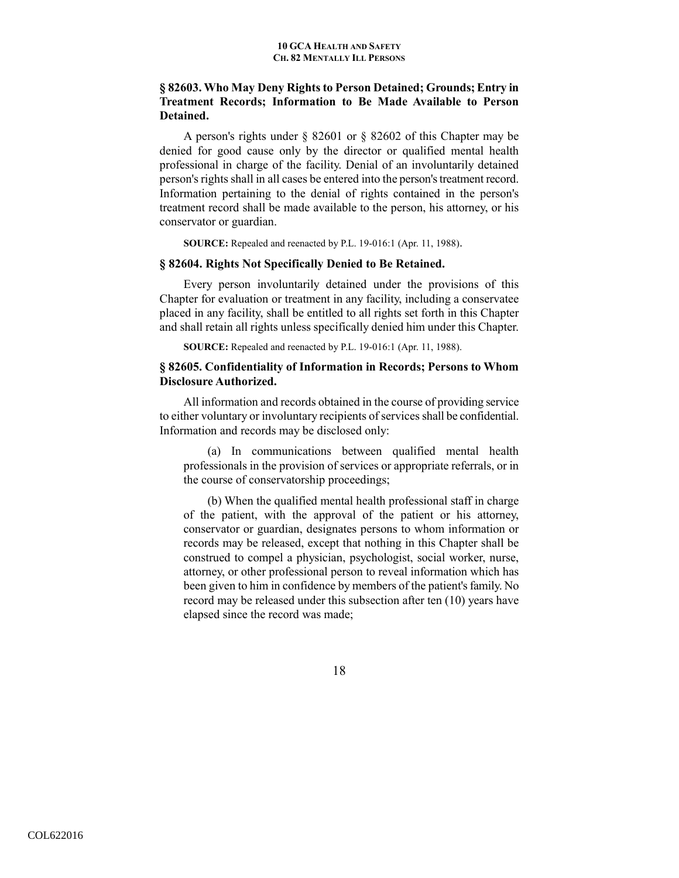### § 82603. Who May Deny Rights to Person Detained; Grounds; Entry in Treatment Records; Information to Be Made Available to Person Detained.

A person's rights under § 82601 or § 82602 of this Chapter may be denied for good cause only by the director or qualified mental health professional in charge of the facility. Denial of an involuntarily detained person's rights shall in all cases be entered into the person's treatment record. Information pertaining to the denial of rights contained in the person's treatment record shall be made available to the person, his attorney, or his conservator or guardian.

**SOURCE:** Repealed and reenacted by P.L. 19-016:1 (Apr. 11, 1988).

### § 82604. Rights Not Specifically Denied to Be Retained.

Every person involuntarily detained under the provisions of this Chapter for evaluation or treatment in any facility, including a conservatee placed in any facility, shall be entitled to all rights set forth in this Chapter and shall retain all rights unless specifically denied him under this Chapter.

**SOURCE:** Repealed and reenacted by P.L. 19-016:1 (Apr. 11, 1988).

### § 82605. Confidentiality of Information in Records; Persons to Whom Disclosure Authorized.

All information and records obtained in the course of providing service to either voluntary or involuntary recipients of services shall be confidential. Information and records may be disclosed only:

(a) In communications between qualified mental health professionals in the provision of services or appropriate referrals, or in the course of conservatorship proceedings;

(b) When the qualified mental health professional staff in charge of the patient, with the approval of the patient or his attorney, conservator or guardian, designates persons to whom information or records may be released, except that nothing in this Chapter shall be construed to compel a physician, psychologist, social worker, nurse, attorney, or other professional person to reveal information which has been given to him in confidence by members of the patient's family. No record may be released under this subsection after ten (10) years have elapsed since the record was made;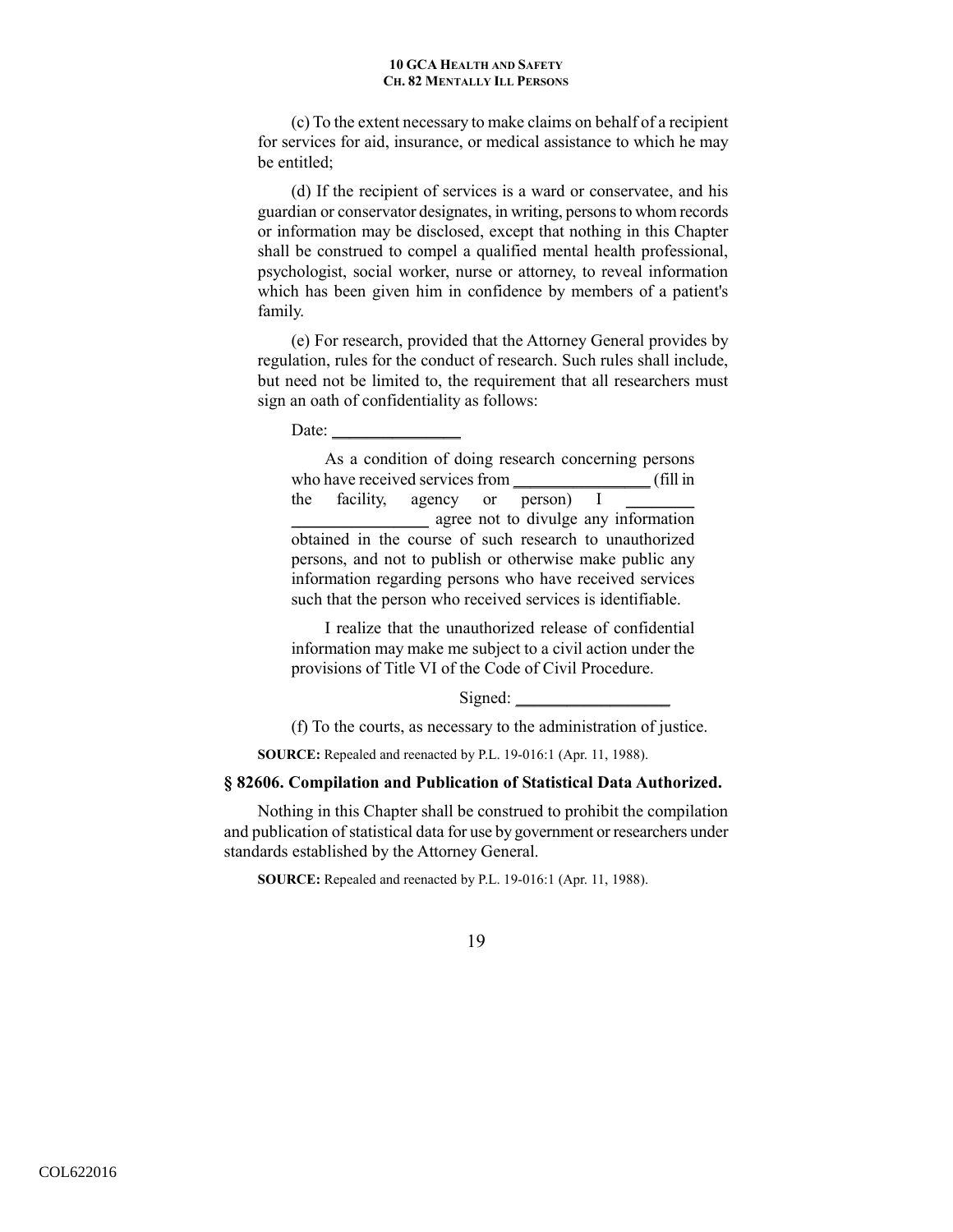(c) To the extent necessary to make claims on behalf of a recipient for services for aid, insurance, or medical assistance to which he may be entitled;

(d) If the recipient of services is a ward or conservatee, and his guardian or conservator designates, in writing, persons to whom records or information may be disclosed, except that nothing in this Chapter shall be construed to compel a qualified mental health professional, psychologist, social worker, nurse or attorney, to reveal information which has been given him in confidence by members of a patient's family.

(e) For research, provided that the Attorney General provides by regulation, rules for the conduct of research. Such rules shall include, but need not be limited to, the requirement that all researchers must sign an oath of confidentiality as follows:

> Date: _______________
>
> As a condition of doing research concerning persons who have received services from ________________ (fill in the facility, agency or person) I ________ ________________ agree not to divulge any information obtained in the course of such research to unauthorized persons, and not to publish or otherwise make public any information regarding persons who have received services such that the person who received services is identifiable.
>
> I realize that the unauthorized release of confidential information may make me subject to a civil action under the provisions of Title VI of the Code of Civil Procedure.
>
> Signed: __________________

(f) To the courts, as necessary to the administration of justice.

**SOURCE:** Repealed and reenacted by P.L. 19-016:1 (Apr. 11, 1988).

### § 82606. Compilation and Publication of Statistical Data Authorized.

Nothing in this Chapter shall be construed to prohibit the compilation and publication of statistical data for use by government or researchers under standards established by the Attorney General.

**SOURCE:** Repealed and reenacted by P.L. 19-016:1 (Apr. 11, 1988).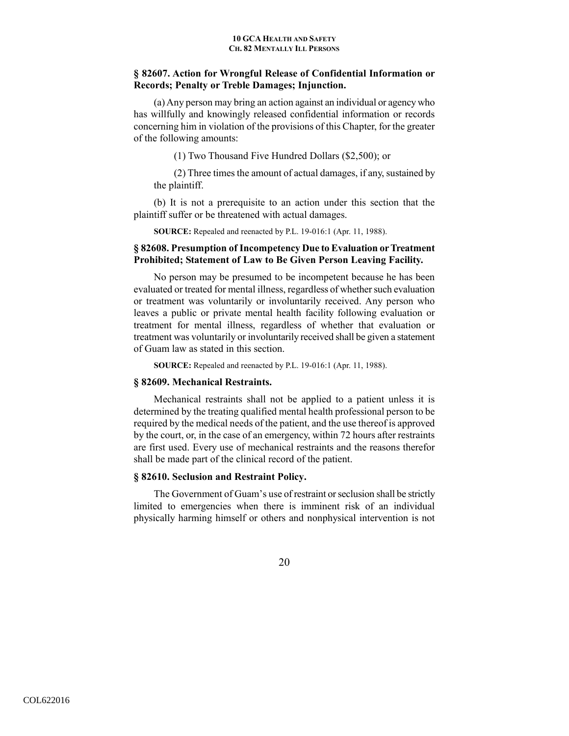### § 82607. Action for Wrongful Release of Confidential Information or Records; Penalty or Treble Damages; Injunction.

(a) Any person may bring an action against an individual or agency who has willfully and knowingly released confidential information or records concerning him in violation of the provisions of this Chapter, for the greater of the following amounts:

(1) Two Thousand Five Hundred Dollars ($2,500); or

(2) Three times the amount of actual damages, if any, sustained by the plaintiff.

(b) It is not a prerequisite to an action under this section that the plaintiff suffer or be threatened with actual damages.

**SOURCE:** Repealed and reenacted by P.L. 19-016:1 (Apr. 11, 1988).

### § 82608. Presumption of Incompetency Due to Evaluation or Treatment Prohibited; Statement of Law to Be Given Person Leaving Facility.

No person may be presumed to be incompetent because he has been evaluated or treated for mental illness, regardless of whether such evaluation or treatment was voluntarily or involuntarily received. Any person who leaves a public or private mental health facility following evaluation or treatment for mental illness, regardless of whether that evaluation or treatment was voluntarily or involuntarily received shall be given a statement of Guam law as stated in this section.

**SOURCE:** Repealed and reenacted by P.L. 19-016:1 (Apr. 11, 1988).

### § 82609. Mechanical Restraints.

Mechanical restraints shall not be applied to a patient unless it is determined by the treating qualified mental health professional person to be required by the medical needs of the patient, and the use thereof is approved by the court, or, in the case of an emergency, within 72 hours after restraints are first used. Every use of mechanical restraints and the reasons therefor shall be made part of the clinical record of the patient.

### § 82610. Seclusion and Restraint Policy.

The Government of Guam's use of restraint or seclusion shall be strictly limited to emergencies when there is imminent risk of an individual physically harming himself or others and nonphysical intervention is not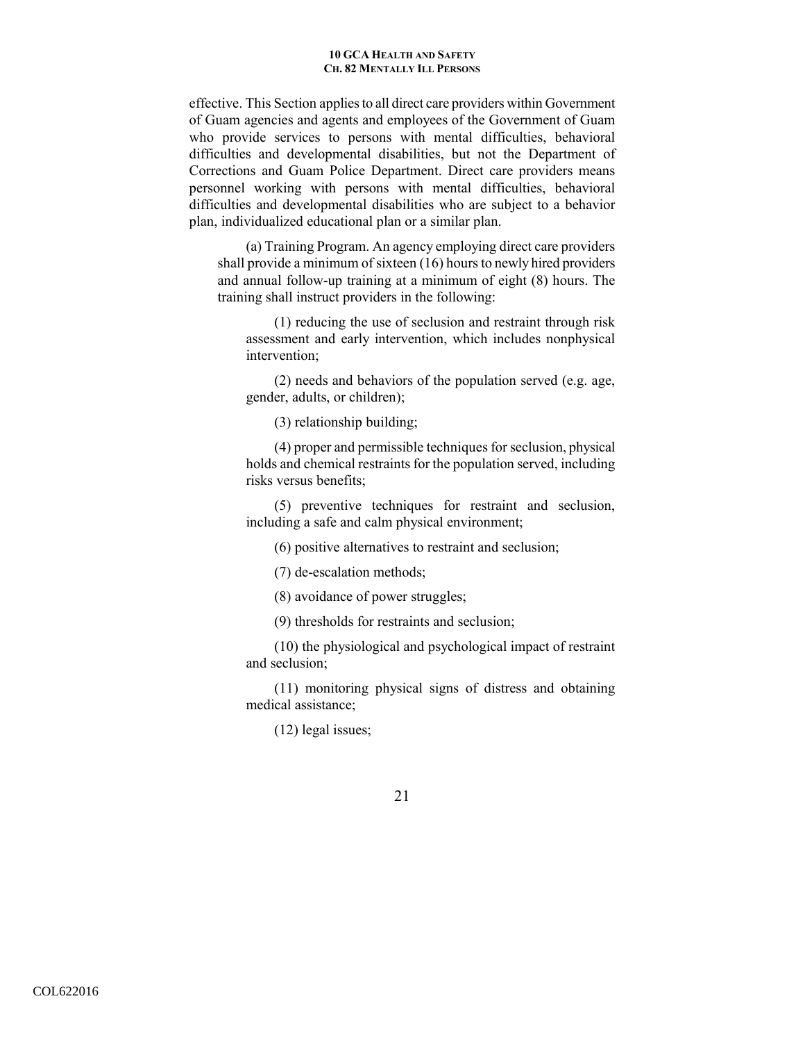effective. This Section applies to all direct care providers within Government of Guam agencies and agents and employees of the Government of Guam who provide services to persons with mental difficulties, behavioral difficulties and developmental disabilities, but not the Department of Corrections and Guam Police Department. Direct care providers means personnel working with persons with mental difficulties, behavioral difficulties and developmental disabilities who are subject to a behavior plan, individualized educational plan or a similar plan.

(a) Training Program. An agency employing direct care providers shall provide a minimum of sixteen (16) hours to newly hired providers and annual follow-up training at a minimum of eight (8) hours. The training shall instruct providers in the following:

(1) reducing the use of seclusion and restraint through risk assessment and early intervention, which includes nonphysical intervention;

(2) needs and behaviors of the population served (e.g. age, gender, adults, or children);

(3) relationship building;

(4) proper and permissible techniques for seclusion, physical holds and chemical restraints for the population served, including risks versus benefits;

(5) preventive techniques for restraint and seclusion, including a safe and calm physical environment;

(6) positive alternatives to restraint and seclusion;

(7) de-escalation methods;

(8) avoidance of power struggles;

(9) thresholds for restraints and seclusion;

(10) the physiological and psychological impact of restraint and seclusion;

(11) monitoring physical signs of distress and obtaining medical assistance;

(12) legal issues;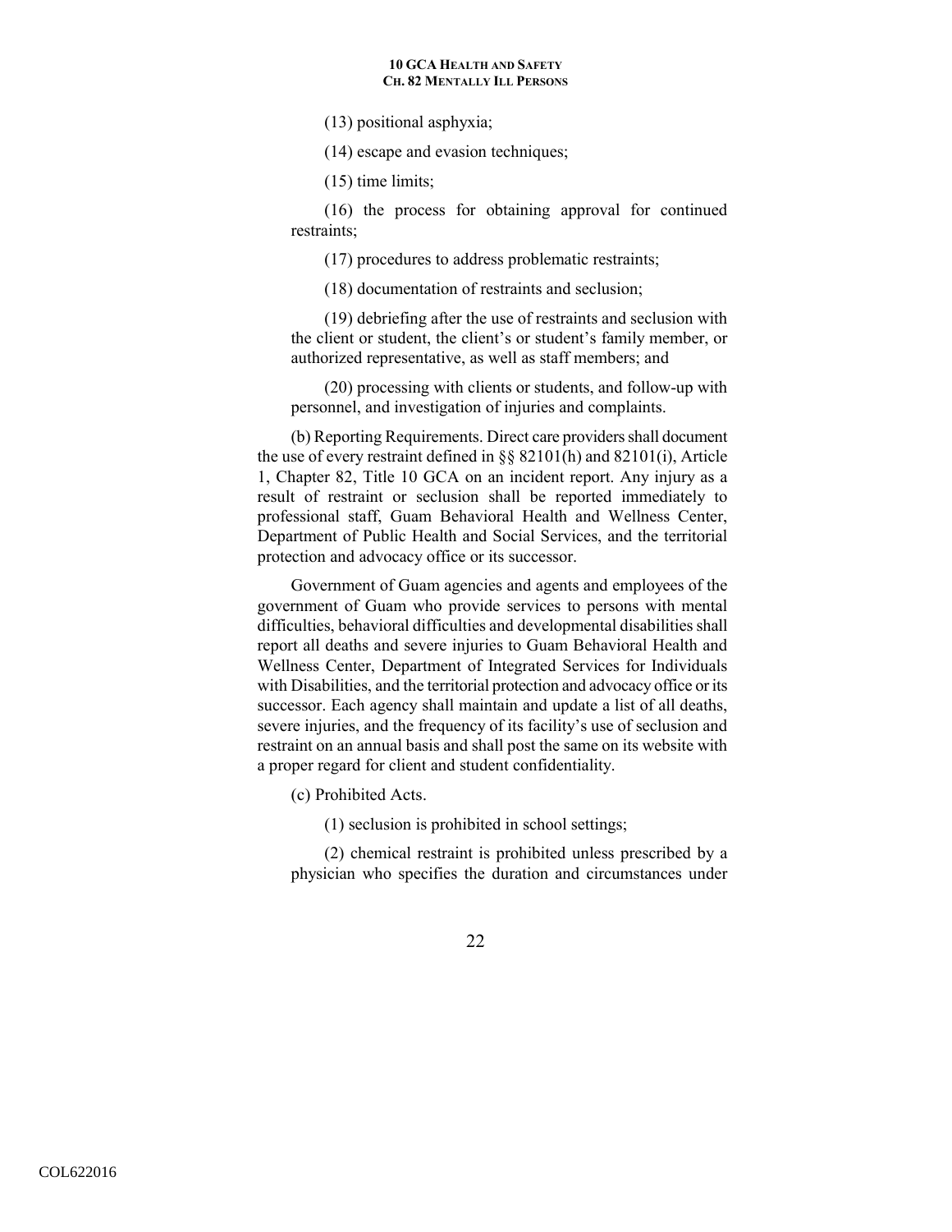(13) positional asphyxia;

(14) escape and evasion techniques;

(15) time limits;

(16) the process for obtaining approval for continued restraints;

(17) procedures to address problematic restraints;

(18) documentation of restraints and seclusion;

(19) debriefing after the use of restraints and seclusion with the client or student, the client's or student's family member, or authorized representative, as well as staff members; and

(20) processing with clients or students, and follow-up with personnel, and investigation of injuries and complaints.

(b) Reporting Requirements. Direct care providers shall document the use of every restraint defined in §§ 82101(h) and 82101(i), Article 1, Chapter 82, Title 10 GCA on an incident report. Any injury as a result of restraint or seclusion shall be reported immediately to professional staff, Guam Behavioral Health and Wellness Center, Department of Public Health and Social Services, and the territorial protection and advocacy office or its successor.

Government of Guam agencies and agents and employees of the government of Guam who provide services to persons with mental difficulties, behavioral difficulties and developmental disabilities shall report all deaths and severe injuries to Guam Behavioral Health and Wellness Center, Department of Integrated Services for Individuals with Disabilities, and the territorial protection and advocacy office or its successor. Each agency shall maintain and update a list of all deaths, severe injuries, and the frequency of its facility's use of seclusion and restraint on an annual basis and shall post the same on its website with a proper regard for client and student confidentiality.

(c) Prohibited Acts.

(1) seclusion is prohibited in school settings;

(2) chemical restraint is prohibited unless prescribed by a physician who specifies the duration and circumstances under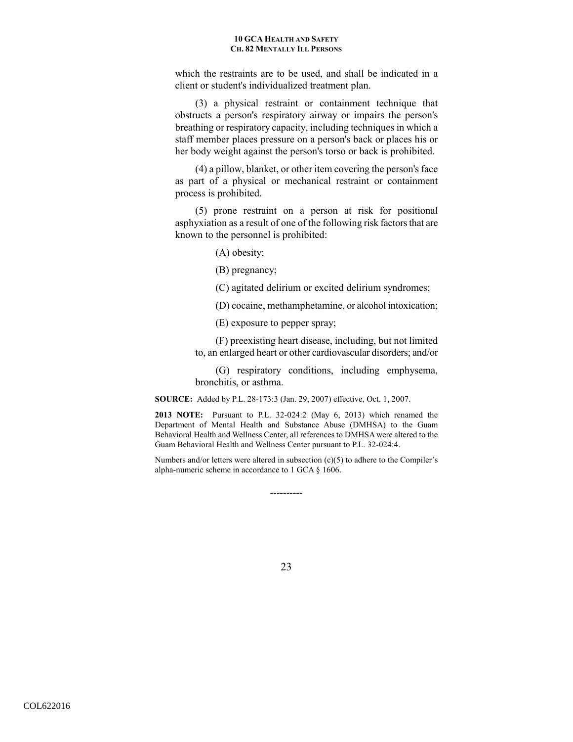which the restraints are to be used, and shall be indicated in a client or student's individualized treatment plan.

(3) a physical restraint or containment technique that obstructs a person's respiratory airway or impairs the person's breathing or respiratory capacity, including techniques in which a staff member places pressure on a person's back or places his or her body weight against the person's torso or back is prohibited.

(4) a pillow, blanket, or other item covering the person's face as part of a physical or mechanical restraint or containment process is prohibited.

(5) prone restraint on a person at risk for positional asphyxiation as a result of one of the following risk factors that are known to the personnel is prohibited:

(A) obesity;

(B) pregnancy;

(C) agitated delirium or excited delirium syndromes;

(D) cocaine, methamphetamine, or alcohol intoxication;

(E) exposure to pepper spray;

(F) preexisting heart disease, including, but not limited to, an enlarged heart or other cardiovascular disorders; and/or

(G) respiratory conditions, including emphysema, bronchitis, or asthma.

**SOURCE:** Added by P.L. 28-173:3 (Jan. 29, 2007) effective, Oct. 1, 2007.

**2013 NOTE:** Pursuant to P.L. 32-024:2 (May 6, 2013) which renamed the Department of Mental Health and Substance Abuse (DMHSA) to the Guam Behavioral Health and Wellness Center, all references to DMHSA were altered to the Guam Behavioral Health and Wellness Center pursuant to P.L. 32-024:4.

Numbers and/or letters were altered in subsection (c)(5) to adhere to the Compiler's alpha-numeric scheme in accordance to 1 GCA § 1606.

----------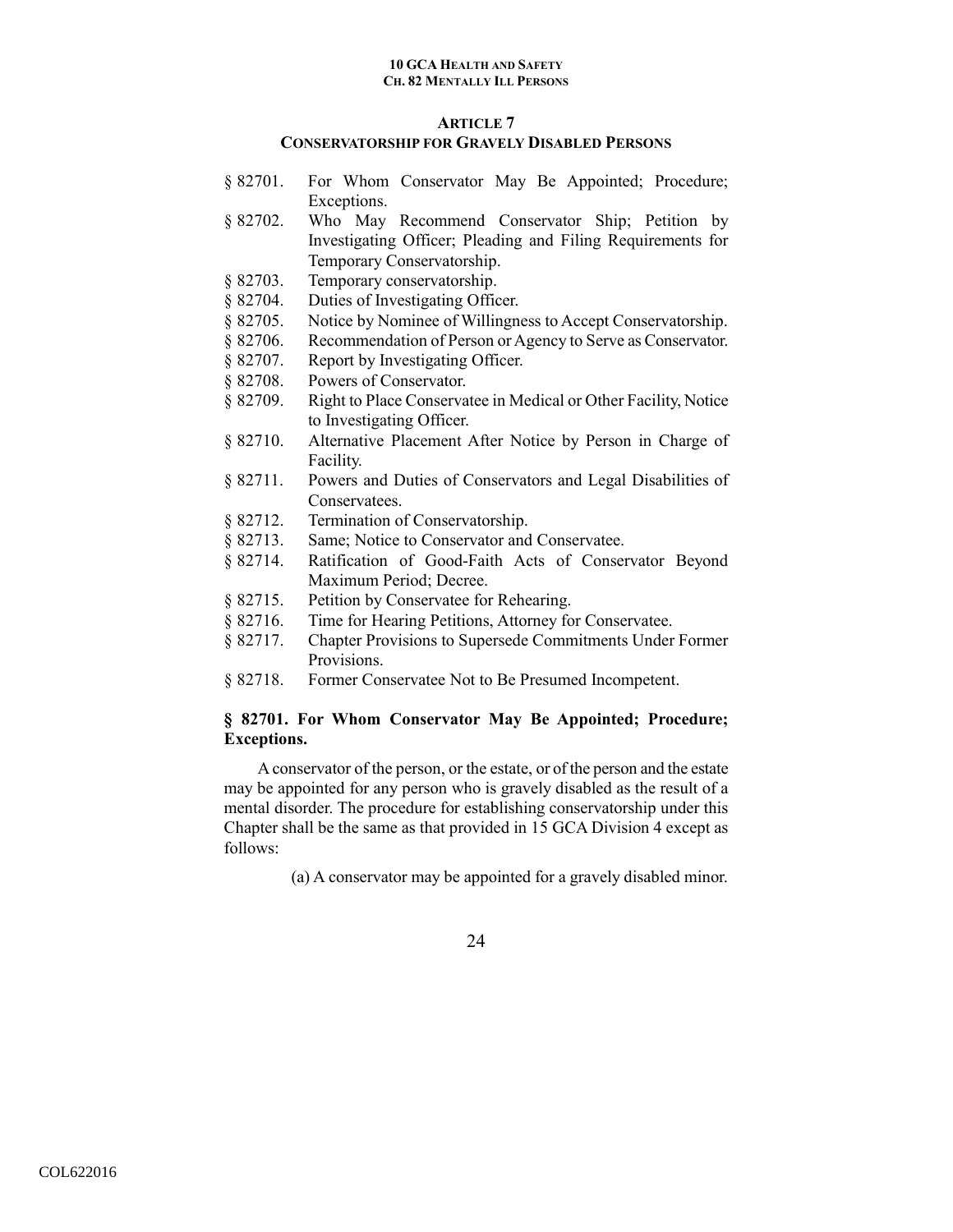## ARTICLE 7
## CONSERVATORSHIP FOR GRAVELY DISABLED PERSONS

§ 82701. For Whom Conservator May Be Appointed; Procedure; Exceptions.
§ 82702. Who May Recommend Conservator Ship; Petition by Investigating Officer; Pleading and Filing Requirements for Temporary Conservatorship.
§ 82703. Temporary conservatorship.
§ 82704. Duties of Investigating Officer.
§ 82705. Notice by Nominee of Willingness to Accept Conservatorship.
§ 82706. Recommendation of Person or Agency to Serve as Conservator.
§ 82707. Report by Investigating Officer.
§ 82708. Powers of Conservator.
§ 82709. Right to Place Conservatee in Medical or Other Facility, Notice to Investigating Officer.
§ 82710. Alternative Placement After Notice by Person in Charge of Facility.
§ 82711. Powers and Duties of Conservators and Legal Disabilities of Conservatees.
§ 82712. Termination of Conservatorship.
§ 82713. Same; Notice to Conservator and Conservatee.
§ 82714. Ratification of Good-Faith Acts of Conservator Beyond Maximum Period; Decree.
§ 82715. Petition by Conservatee for Rehearing.
§ 82716. Time for Hearing Petitions, Attorney for Conservatee.
§ 82717. Chapter Provisions to Supersede Commitments Under Former Provisions.
§ 82718. Former Conservatee Not to Be Presumed Incompetent.

### § 82701. For Whom Conservator May Be Appointed; Procedure; Exceptions.

A conservator of the person, or the estate, or of the person and the estate may be appointed for any person who is gravely disabled as the result of a mental disorder. The procedure for establishing conservatorship under this Chapter shall be the same as that provided in 15 GCA Division 4 except as follows:

(a) A conservator may be appointed for a gravely disabled minor.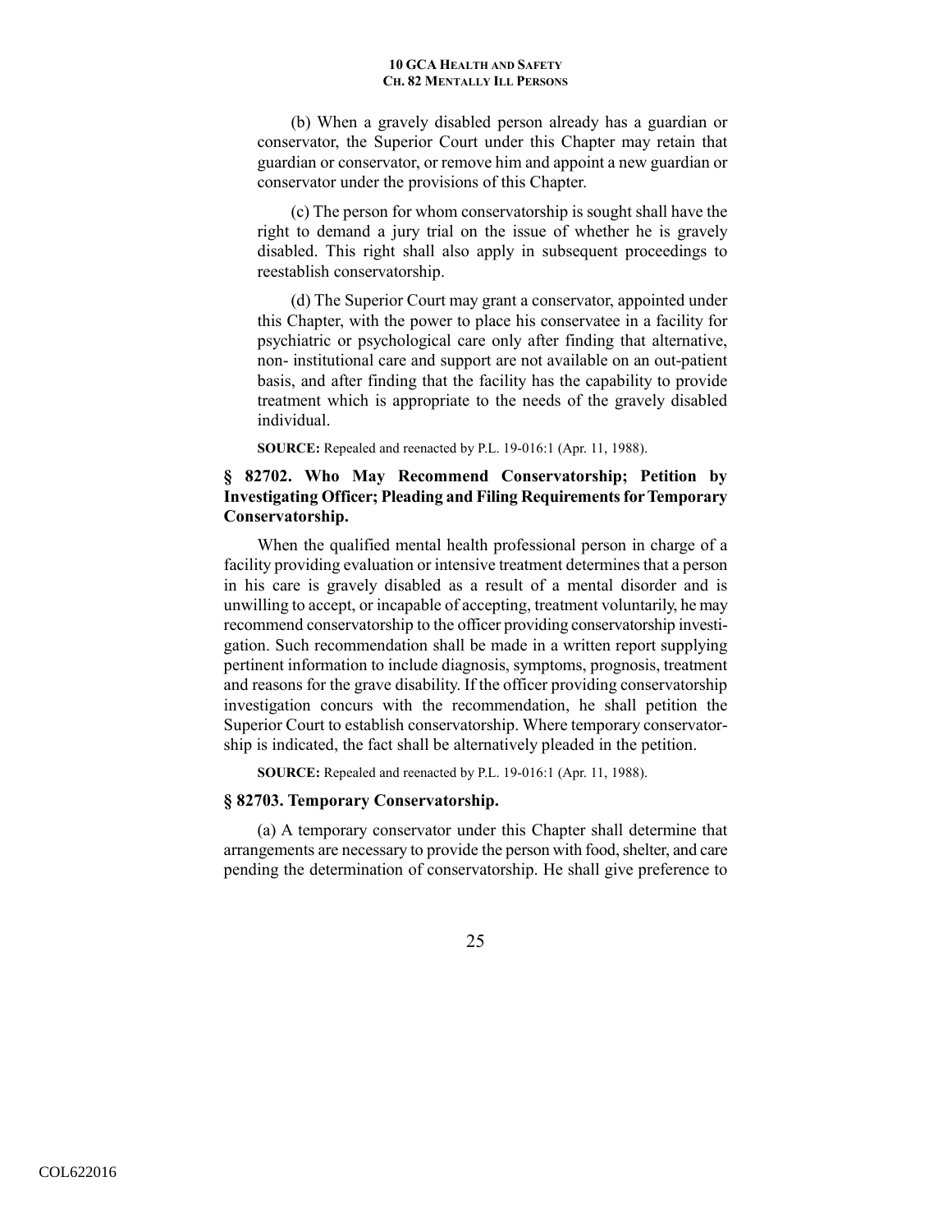(b) When a gravely disabled person already has a guardian or conservator, the Superior Court under this Chapter may retain that guardian or conservator, or remove him and appoint a new guardian or conservator under the provisions of this Chapter.

(c) The person for whom conservatorship is sought shall have the right to demand a jury trial on the issue of whether he is gravely disabled. This right shall also apply in subsequent proceedings to reestablish conservatorship.

(d) The Superior Court may grant a conservator, appointed under this Chapter, with the power to place his conservatee in a facility for psychiatric or psychological care only after finding that alternative, non- institutional care and support are not available on an out-patient basis, and after finding that the facility has the capability to provide treatment which is appropriate to the needs of the gravely disabled individual.

**SOURCE:** Repealed and reenacted by P.L. 19-016:1 (Apr. 11, 1988).

### § 82702. Who May Recommend Conservatorship; Petition by Investigating Officer; Pleading and Filing Requirements for Temporary Conservatorship.

When the qualified mental health professional person in charge of a facility providing evaluation or intensive treatment determines that a person in his care is gravely disabled as a result of a mental disorder and is unwilling to accept, or incapable of accepting, treatment voluntarily, he may recommend conservatorship to the officer providing conservatorship investigation. Such recommendation shall be made in a written report supplying pertinent information to include diagnosis, symptoms, prognosis, treatment and reasons for the grave disability. If the officer providing conservatorship investigation concurs with the recommendation, he shall petition the Superior Court to establish conservatorship. Where temporary conservatorship is indicated, the fact shall be alternatively pleaded in the petition.

**SOURCE:** Repealed and reenacted by P.L. 19-016:1 (Apr. 11, 1988).

### § 82703. Temporary Conservatorship.

(a) A temporary conservator under this Chapter shall determine that arrangements are necessary to provide the person with food, shelter, and care pending the determination of conservatorship. He shall give preference to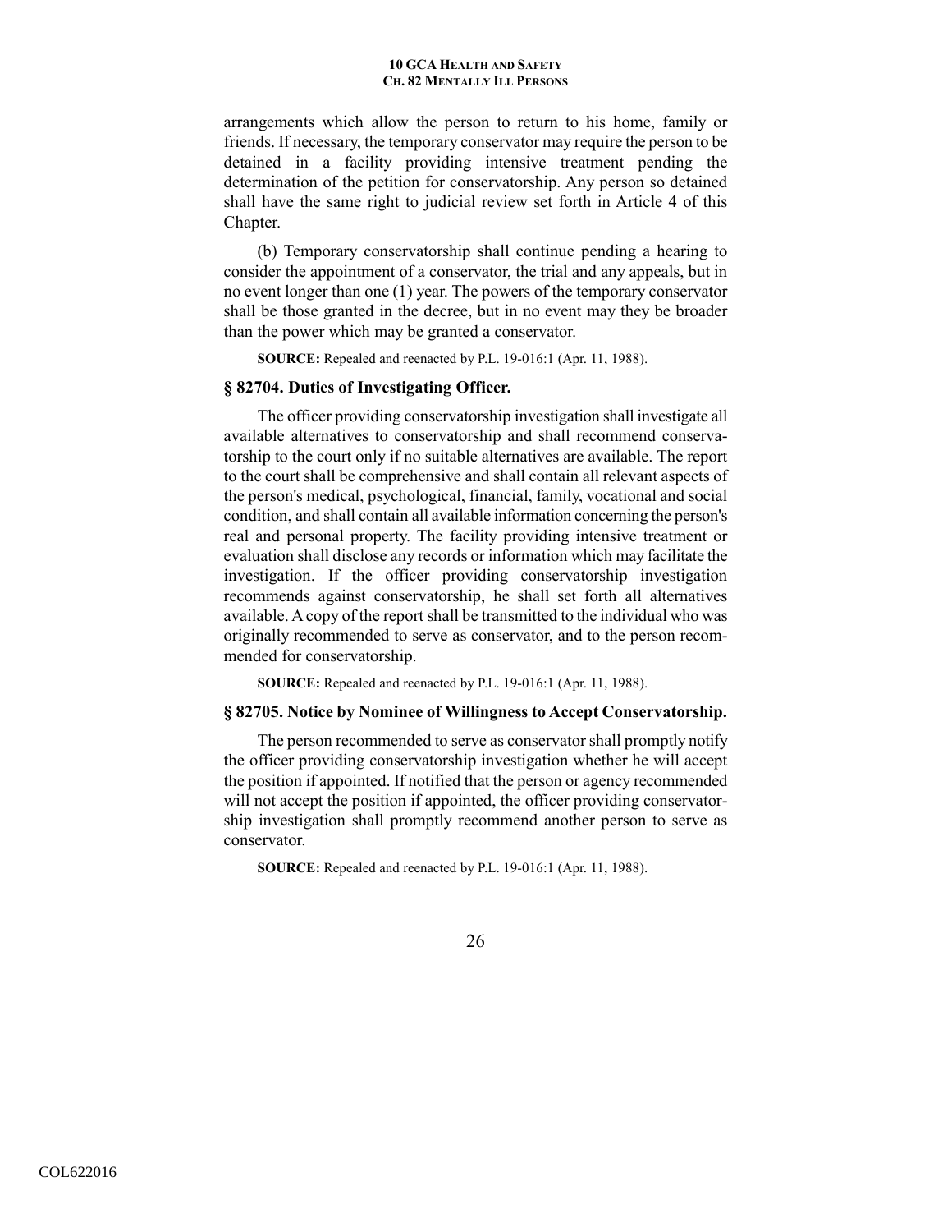arrangements which allow the person to return to his home, family or friends. If necessary, the temporary conservator may require the person to be detained in a facility providing intensive treatment pending the determination of the petition for conservatorship. Any person so detained shall have the same right to judicial review set forth in Article 4 of this Chapter.

(b) Temporary conservatorship shall continue pending a hearing to consider the appointment of a conservator, the trial and any appeals, but in no event longer than one (1) year. The powers of the temporary conservator shall be those granted in the decree, but in no event may they be broader than the power which may be granted a conservator.

**SOURCE:** Repealed and reenacted by P.L. 19-016:1 (Apr. 11, 1988).

### § 82704. Duties of Investigating Officer.

The officer providing conservatorship investigation shall investigate all available alternatives to conservatorship and shall recommend conservatorship to the court only if no suitable alternatives are available. The report to the court shall be comprehensive and shall contain all relevant aspects of the person's medical, psychological, financial, family, vocational and social condition, and shall contain all available information concerning the person's real and personal property. The facility providing intensive treatment or evaluation shall disclose any records or information which may facilitate the investigation. If the officer providing conservatorship investigation recommends against conservatorship, he shall set forth all alternatives available. A copy of the report shall be transmitted to the individual who was originally recommended to serve as conservator, and to the person recommended for conservatorship.

**SOURCE:** Repealed and reenacted by P.L. 19-016:1 (Apr. 11, 1988).

### § 82705. Notice by Nominee of Willingness to Accept Conservatorship.

The person recommended to serve as conservator shall promptly notify the officer providing conservatorship investigation whether he will accept the position if appointed. If notified that the person or agency recommended will not accept the position if appointed, the officer providing conservatorship investigation shall promptly recommend another person to serve as conservator.

**SOURCE:** Repealed and reenacted by P.L. 19-016:1 (Apr. 11, 1988).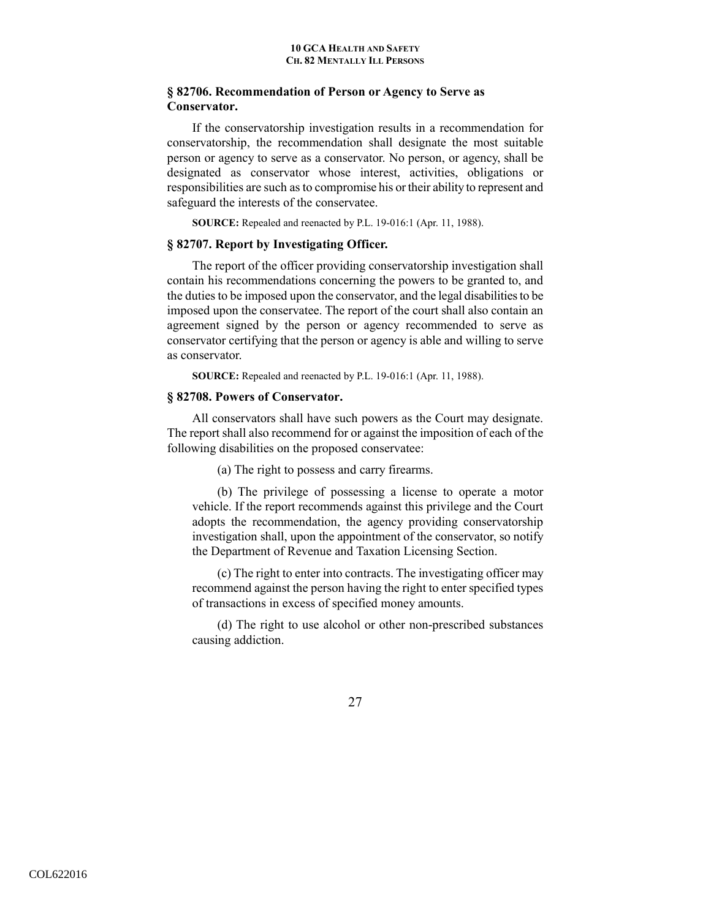### § 82706. Recommendation of Person or Agency to Serve as Conservator.

If the conservatorship investigation results in a recommendation for conservatorship, the recommendation shall designate the most suitable person or agency to serve as a conservator. No person, or agency, shall be designated as conservator whose interest, activities, obligations or responsibilities are such as to compromise his or their ability to represent and safeguard the interests of the conservatee.

**SOURCE:** Repealed and reenacted by P.L. 19-016:1 (Apr. 11, 1988).

### § 82707. Report by Investigating Officer.

The report of the officer providing conservatorship investigation shall contain his recommendations concerning the powers to be granted to, and the duties to be imposed upon the conservator, and the legal disabilities to be imposed upon the conservatee. The report of the court shall also contain an agreement signed by the person or agency recommended to serve as conservator certifying that the person or agency is able and willing to serve as conservator.

**SOURCE:** Repealed and reenacted by P.L. 19-016:1 (Apr. 11, 1988).

### § 82708. Powers of Conservator.

All conservators shall have such powers as the Court may designate. The report shall also recommend for or against the imposition of each of the following disabilities on the proposed conservatee:

(a) The right to possess and carry firearms.

(b) The privilege of possessing a license to operate a motor vehicle. If the report recommends against this privilege and the Court adopts the recommendation, the agency providing conservatorship investigation shall, upon the appointment of the conservator, so notify the Department of Revenue and Taxation Licensing Section.

(c) The right to enter into contracts. The investigating officer may recommend against the person having the right to enter specified types of transactions in excess of specified money amounts.

(d) The right to use alcohol or other non-prescribed substances causing addiction.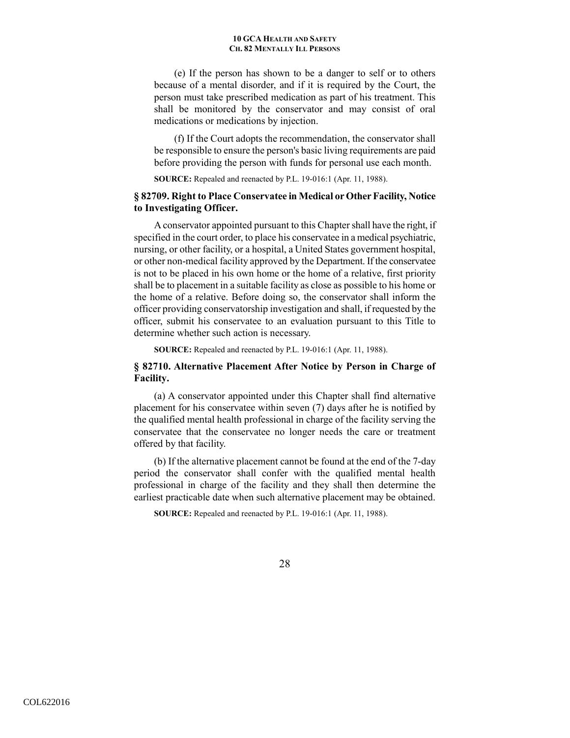(e) If the person has shown to be a danger to self or to others because of a mental disorder, and if it is required by the Court, the person must take prescribed medication as part of his treatment. This shall be monitored by the conservator and may consist of oral medications or medications by injection.

(f) If the Court adopts the recommendation, the conservator shall be responsible to ensure the person's basic living requirements are paid before providing the person with funds for personal use each month.

**SOURCE:** Repealed and reenacted by P.L. 19-016:1 (Apr. 11, 1988).

### § 82709. Right to Place Conservatee in Medical or Other Facility, Notice to Investigating Officer.

A conservator appointed pursuant to this Chapter shall have the right, if specified in the court order, to place his conservatee in a medical psychiatric, nursing, or other facility, or a hospital, a United States government hospital, or other non-medical facility approved by the Department. If the conservatee is not to be placed in his own home or the home of a relative, first priority shall be to placement in a suitable facility as close as possible to his home or the home of a relative. Before doing so, the conservator shall inform the officer providing conservatorship investigation and shall, if requested by the officer, submit his conservatee to an evaluation pursuant to this Title to determine whether such action is necessary.

**SOURCE:** Repealed and reenacted by P.L. 19-016:1 (Apr. 11, 1988).

### § 82710. Alternative Placement After Notice by Person in Charge of Facility.

(a) A conservator appointed under this Chapter shall find alternative placement for his conservatee within seven (7) days after he is notified by the qualified mental health professional in charge of the facility serving the conservatee that the conservatee no longer needs the care or treatment offered by that facility.

(b) If the alternative placement cannot be found at the end of the 7-day period the conservator shall confer with the qualified mental health professional in charge of the facility and they shall then determine the earliest practicable date when such alternative placement may be obtained.

**SOURCE:** Repealed and reenacted by P.L. 19-016:1 (Apr. 11, 1988).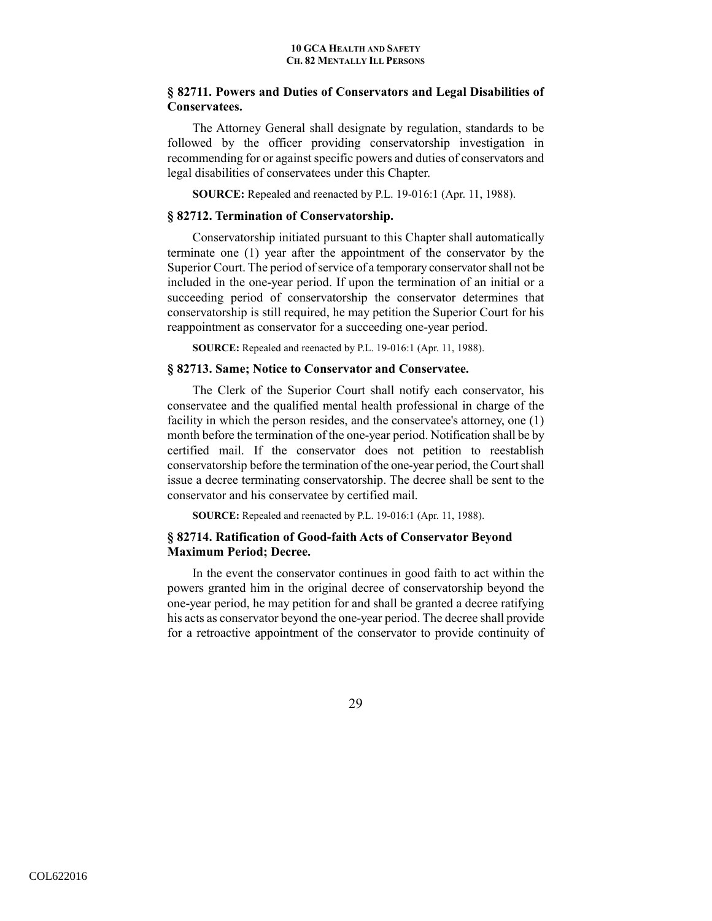### § 82711. Powers and Duties of Conservators and Legal Disabilities of Conservatees.

The Attorney General shall designate by regulation, standards to be followed by the officer providing conservatorship investigation in recommending for or against specific powers and duties of conservators and legal disabilities of conservatees under this Chapter.

**SOURCE:** Repealed and reenacted by P.L. 19-016:1 (Apr. 11, 1988).

### § 82712. Termination of Conservatorship.

Conservatorship initiated pursuant to this Chapter shall automatically terminate one (1) year after the appointment of the conservator by the Superior Court. The period of service of a temporary conservator shall not be included in the one-year period. If upon the termination of an initial or a succeeding period of conservatorship the conservator determines that conservatorship is still required, he may petition the Superior Court for his reappointment as conservator for a succeeding one-year period.

**SOURCE:** Repealed and reenacted by P.L. 19-016:1 (Apr. 11, 1988).

### § 82713. Same; Notice to Conservator and Conservatee.

The Clerk of the Superior Court shall notify each conservator, his conservatee and the qualified mental health professional in charge of the facility in which the person resides, and the conservatee's attorney, one (1) month before the termination of the one-year period. Notification shall be by certified mail. If the conservator does not petition to reestablish conservatorship before the termination of the one-year period, the Court shall issue a decree terminating conservatorship. The decree shall be sent to the conservator and his conservatee by certified mail.

**SOURCE:** Repealed and reenacted by P.L. 19-016:1 (Apr. 11, 1988).

### § 82714. Ratification of Good-faith Acts of Conservator Beyond Maximum Period; Decree.

In the event the conservator continues in good faith to act within the powers granted him in the original decree of conservatorship beyond the one-year period, he may petition for and shall be granted a decree ratifying his acts as conservator beyond the one-year period. The decree shall provide for a retroactive appointment of the conservator to provide continuity of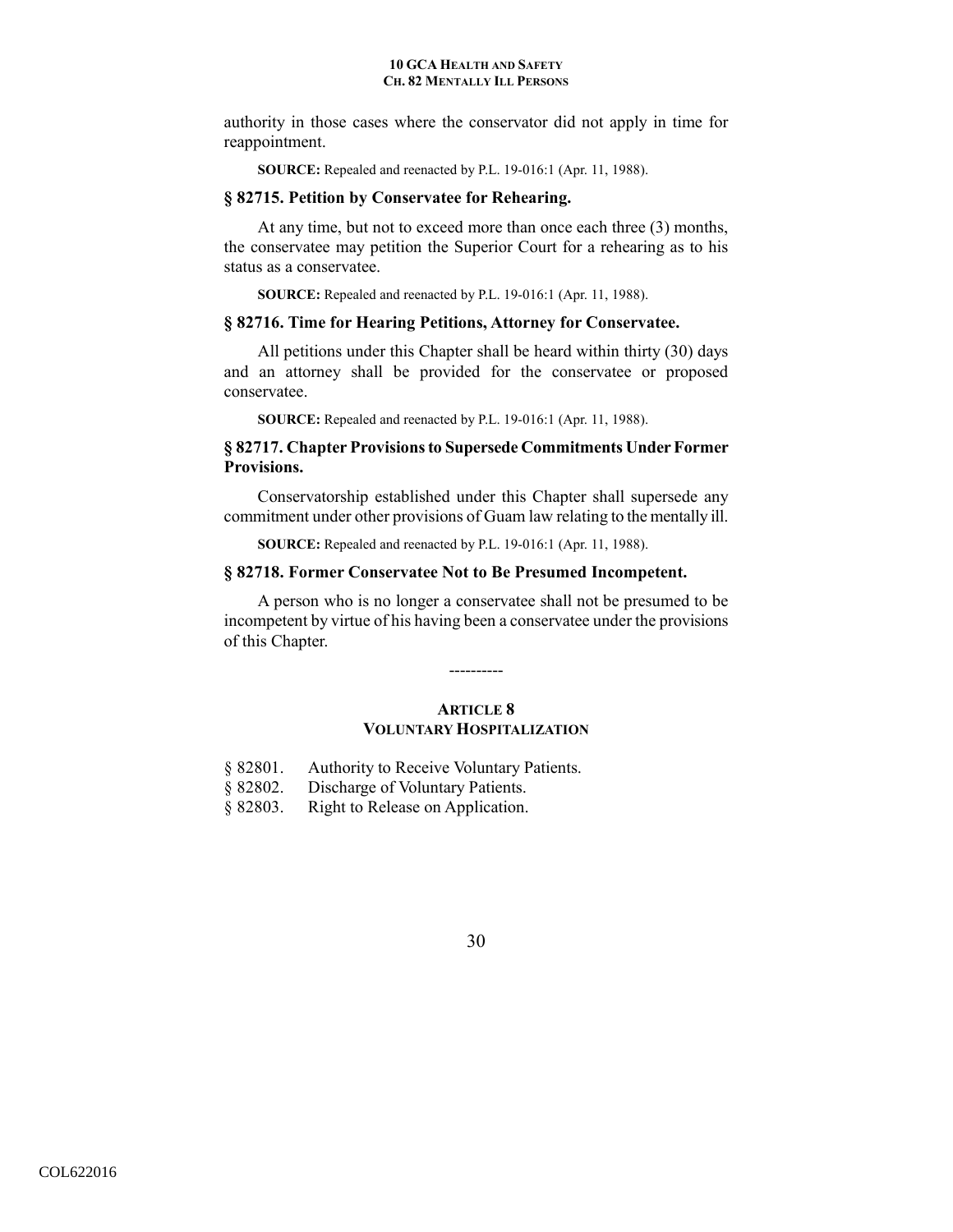authority in those cases where the conservator did not apply in time for reappointment.

**SOURCE:** Repealed and reenacted by P.L. 19-016:1 (Apr. 11, 1988).

### § 82715. Petition by Conservatee for Rehearing.

At any time, but not to exceed more than once each three (3) months, the conservatee may petition the Superior Court for a rehearing as to his status as a conservatee.

**SOURCE:** Repealed and reenacted by P.L. 19-016:1 (Apr. 11, 1988).

### § 82716. Time for Hearing Petitions, Attorney for Conservatee.

All petitions under this Chapter shall be heard within thirty (30) days and an attorney shall be provided for the conservatee or proposed conservatee.

**SOURCE:** Repealed and reenacted by P.L. 19-016:1 (Apr. 11, 1988).

### § 82717. Chapter Provisions to Supersede Commitments Under Former Provisions.

Conservatorship established under this Chapter shall supersede any commitment under other provisions of Guam law relating to the mentally ill.

**SOURCE:** Repealed and reenacted by P.L. 19-016:1 (Apr. 11, 1988).

### § 82718. Former Conservatee Not to Be Presumed Incompetent.

A person who is no longer a conservatee shall not be presumed to be incompetent by virtue of his having been a conservatee under the provisions of this Chapter.

----------

## ARTICLE 8
## VOLUNTARY HOSPITALIZATION

§ 82801. Authority to Receive Voluntary Patients.
§ 82802. Discharge of Voluntary Patients.
§ 82803. Right to Release on Application.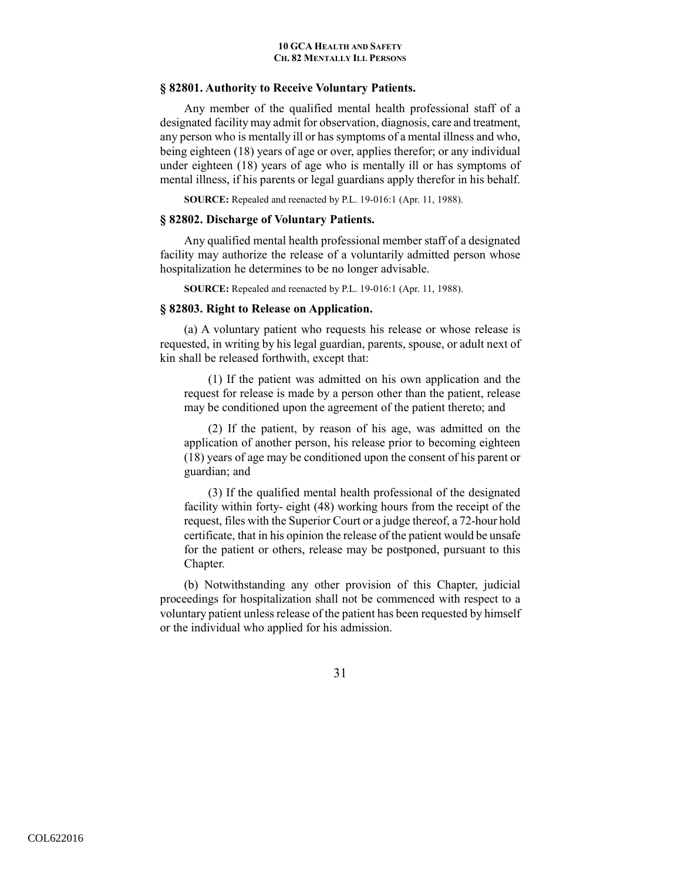### § 82801. Authority to Receive Voluntary Patients.

Any member of the qualified mental health professional staff of a designated facility may admit for observation, diagnosis, care and treatment, any person who is mentally ill or has symptoms of a mental illness and who, being eighteen (18) years of age or over, applies therefor; or any individual under eighteen (18) years of age who is mentally ill or has symptoms of mental illness, if his parents or legal guardians apply therefor in his behalf.

**SOURCE:** Repealed and reenacted by P.L. 19-016:1 (Apr. 11, 1988).

### § 82802. Discharge of Voluntary Patients.

Any qualified mental health professional member staff of a designated facility may authorize the release of a voluntarily admitted person whose hospitalization he determines to be no longer advisable.

**SOURCE:** Repealed and reenacted by P.L. 19-016:1 (Apr. 11, 1988).

### § 82803. Right to Release on Application.

(a) A voluntary patient who requests his release or whose release is requested, in writing by his legal guardian, parents, spouse, or adult next of kin shall be released forthwith, except that:

(1) If the patient was admitted on his own application and the request for release is made by a person other than the patient, release may be conditioned upon the agreement of the patient thereto; and

(2) If the patient, by reason of his age, was admitted on the application of another person, his release prior to becoming eighteen (18) years of age may be conditioned upon the consent of his parent or guardian; and

(3) If the qualified mental health professional of the designated facility within forty- eight (48) working hours from the receipt of the request, files with the Superior Court or a judge thereof, a 72-hour hold certificate, that in his opinion the release of the patient would be unsafe for the patient or others, release may be postponed, pursuant to this Chapter.

(b) Notwithstanding any other provision of this Chapter, judicial proceedings for hospitalization shall not be commenced with respect to a voluntary patient unless release of the patient has been requested by himself or the individual who applied for his admission.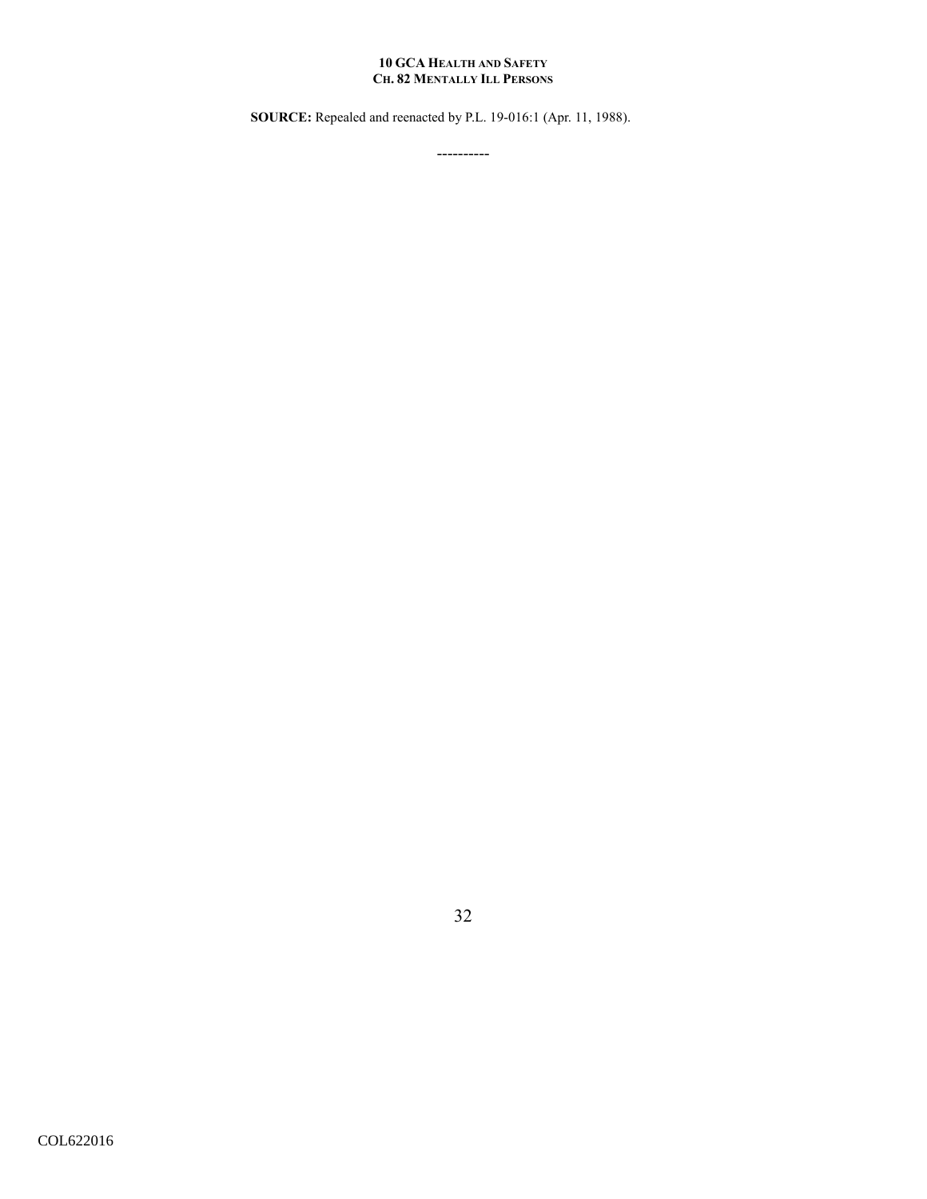**SOURCE:** Repealed and reenacted by P.L. 19-016:1 (Apr. 11, 1988).

----------